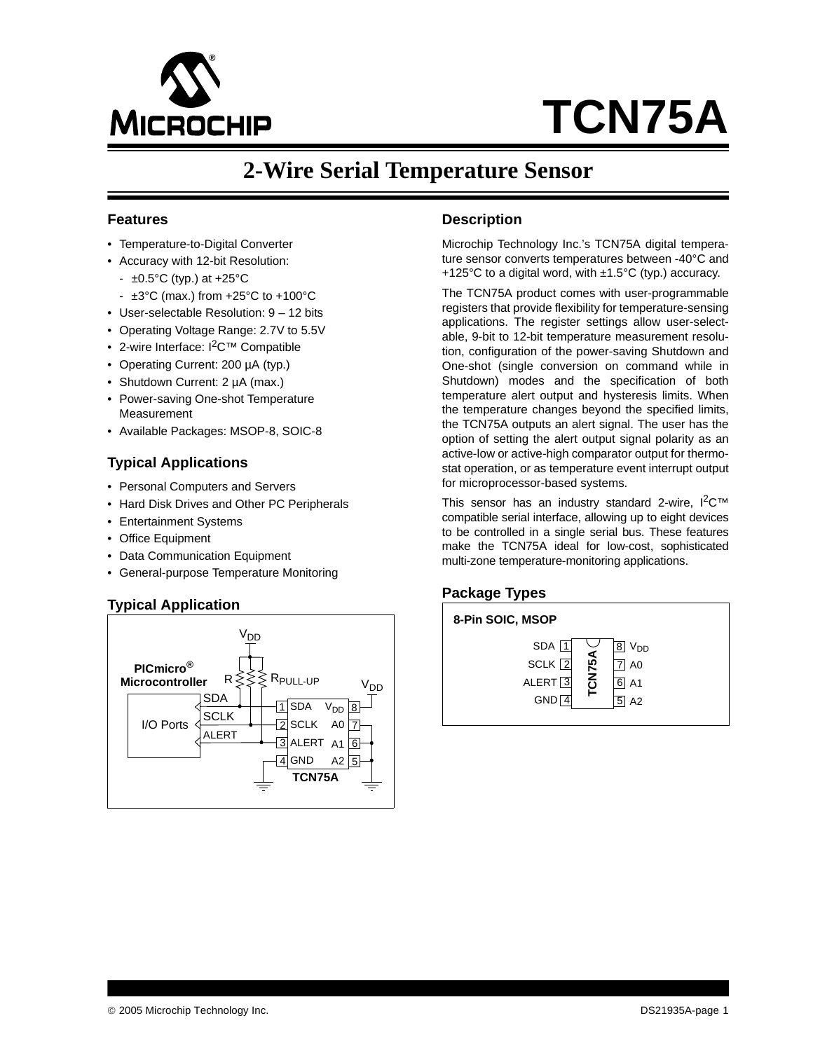# TCN75A

## 2-Wire Serial Temperature Sensor

### Features

- Temperature-to-Digital Converter
- Accuracy with 12-bit Resolution:
  - ±0.5°C (typ.) at +25°C
  - ±3°C (max.) from +25°C to +100°C
- User-selectable Resolution: 9 – 12 bits
- Operating Voltage Range: 2.7V to 5.5V
- 2-wire Interface: I$^2$C™ Compatible
- Operating Current: 200 µA (typ.)
- Shutdown Current: 2 µA (max.)
- Power-saving One-shot Temperature Measurement
- Available Packages: MSOP-8, SOIC-8

### Typical Applications

- Personal Computers and Servers
- Hard Disk Drives and Other PC Peripherals
- Entertainment Systems
- Office Equipment
- Data Communication Equipment
- General-purpose Temperature Monitoring

### Typical Application

PICmicro® Microcontroller — I/O Ports: SDA, SCLK, ALERT connected to TCN75A pins 1 (SDA), 2 (SCLK), 3 (ALERT) with $R_{PULL-UP}$ resistors to $V_{DD}$; pin 4 (GND) to ground; pin 8 ($V_{DD}$) to $V_{DD}$; pins 7 (A0), 6 (A1), 5 (A2) to ground.

### Description

Microchip Technology Inc.'s TCN75A digital temperature sensor converts temperatures between -40°C and +125°C to a digital word, with ±1.5°C (typ.) accuracy.

The TCN75A product comes with user-programmable registers that provide flexibility for temperature-sensing applications. The register settings allow user-selectable, 9-bit to 12-bit temperature measurement resolution, configuration of the power-saving Shutdown and One-shot (single conversion on command while in Shutdown) modes and the specification of both temperature alert output and hysteresis limits. When the temperature changes beyond the specified limits, the TCN75A outputs an alert signal. The user has the option of setting the alert output signal polarity as an active-low or active-high comparator output for thermostat operation, or as temperature event interrupt output for microprocessor-based systems.

This sensor has an industry standard 2-wire, I$^2$C™ compatible serial interface, allowing up to eight devices to be controlled in a single serial bus. These features make the TCN75A ideal for low-cost, sophisticated multi-zone temperature-monitoring applications.

### Package Types

**8-Pin SOIC, MSOP**

| Pin | Name | Pin | Name |
|---|---|---|---|
| 1 | SDA | 8 | $V_{DD}$ |
| 2 | SCLK | 7 | A0 |
| 3 | ALERT | 6 | A1 |
| 4 | GND | 5 | A2 |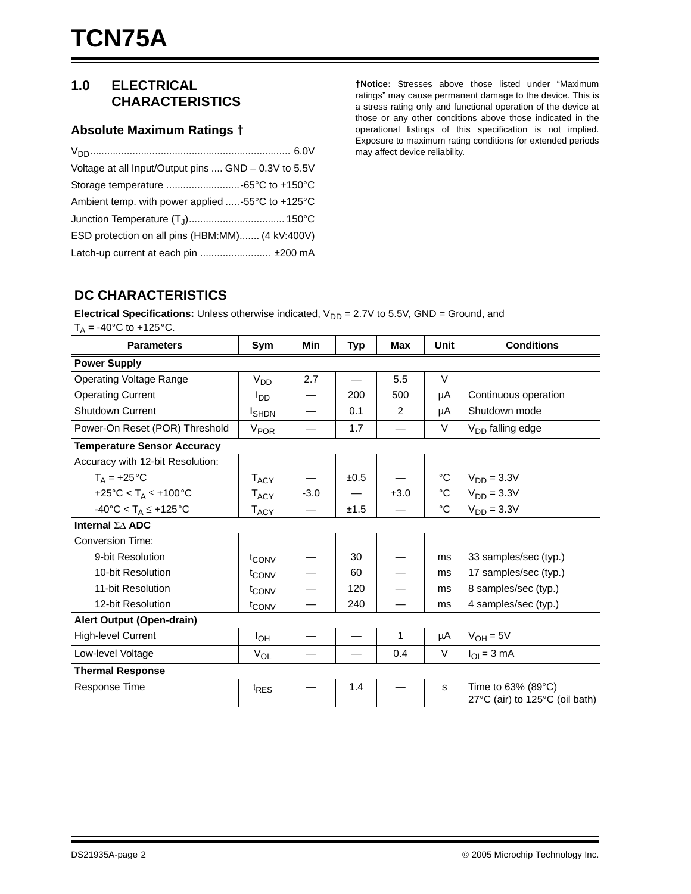## 1.0 ELECTRICAL CHARACTERISTICS

### Absolute Maximum Ratings †

$V_{DD}$ ........................................................................ 6.0V

Voltage at all Input/Output pins .... GND – 0.3V to 5.5V

Storage temperature ..........................-65°C to +150°C

Ambient temp. with power applied .....-55°C to +125°C

Junction Temperature ($T_J$).................................. 150°C

ESD protection on all pins (HBM:MM)....... (4 kV:400V)

Latch-up current at each pin ......................... ±200 mA

**†Notice:** Stresses above those listed under “Maximum ratings” may cause permanent damage to the device. This is a stress rating only and functional operation of the device at those or any other conditions above those indicated in the operational listings of this specification is not implied. Exposure to maximum rating conditions for extended periods may affect device reliability.

### DC CHARACTERISTICS

**Electrical Specifications:** Unless otherwise indicated, $V_{DD}$ = 2.7V to 5.5V, GND = Ground, and $T_A$ = -40°C to +125°C.

| Parameters | Sym | Min | Typ | Max | Unit | Conditions |
|---|---|---|---|---|---|---|
| **Power Supply** | | | | | | |
| Operating Voltage Range | $V_{DD}$ | 2.7 | — | 5.5 | V | |
| Operating Current | $I_{DD}$ | — | 200 | 500 | µA | Continuous operation |
| Shutdown Current | $I_{SHDN}$ | — | 0.1 | 2 | µA | Shutdown mode |
| Power-On Reset (POR) Threshold | $V_{POR}$ | — | 1.7 | — | V | $V_{DD}$ falling edge |
| **Temperature Sensor Accuracy** | | | | | | |
| Accuracy with 12-bit Resolution: | | | | | | |
| $T_A$ = +25°C | $T_{ACY}$ | — | ±0.5 | — | °C | $V_{DD}$ = 3.3V |
| +25°C < $T_A \leq$ +100°C | $T_{ACY}$ | -3.0 | — | +3.0 | °C | $V_{DD}$ = 3.3V |
| -40°C < $T_A \leq$ +125°C | $T_{ACY}$ | — | ±1.5 | — | °C | $V_{DD}$ = 3.3V |
| **Internal ΣΔ ADC** | | | | | | |
| Conversion Time: | | | | | | |
| 9-bit Resolution | $t_{CONV}$ | — | 30 | — | ms | 33 samples/sec (typ.) |
| 10-bit Resolution | $t_{CONV}$ | — | 60 | — | ms | 17 samples/sec (typ.) |
| 11-bit Resolution | $t_{CONV}$ | — | 120 | — | ms | 8 samples/sec (typ.) |
| 12-bit Resolution | $t_{CONV}$ | — | 240 | — | ms | 4 samples/sec (typ.) |
| **Alert Output (Open-drain)** | | | | | | |
| High-level Current | $I_{OH}$ | — | — | 1 | µA | $V_{OH}$ = 5V |
| Low-level Voltage | $V_{OL}$ | — | — | 0.4 | V | $I_{OL}$= 3 mA |
| **Thermal Response** | | | | | | |
| Response Time | $t_{RES}$ | — | 1.4 | — | s | Time to 63% (89°C) 27°C (air) to 125°C (oil bath) |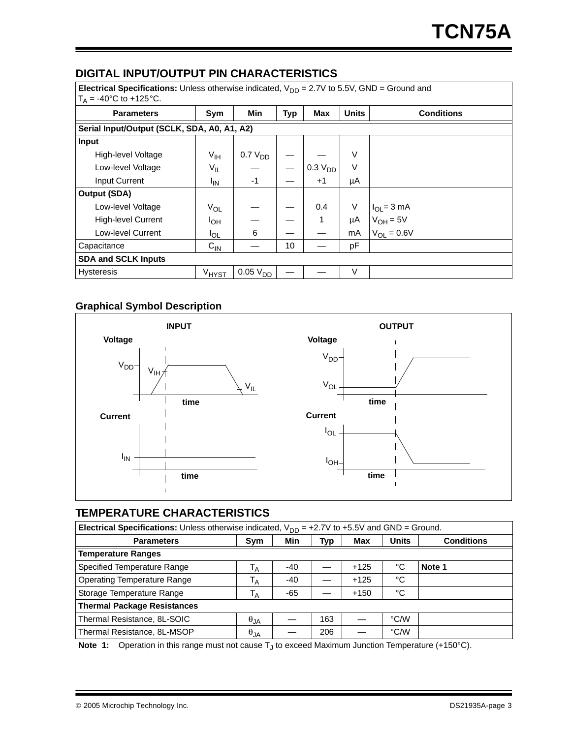## DIGITAL INPUT/OUTPUT PIN CHARACTERISTICS

| **Electrical Specifications:** Unless otherwise indicated, $V_{DD}$ = 2.7V to 5.5V, GND = Ground and $T_A$ = -40°C to +125°C. | | | | | | |
|---|---|---|---|---|---|---|
| **Parameters** | **Sym** | **Min** | **Typ** | **Max** | **Units** | **Conditions** |
| **Serial Input/Output (SCLK, SDA, A0, A1, A2)** | | | | | | |
| **Input** | | | | | | |
| High-level Voltage | $V_{IH}$ | 0.7 $V_{DD}$ | — | — | V | |
| Low-level Voltage | $V_{IL}$ | — | — | 0.3 $V_{DD}$ | V | |
| Input Current | $I_{IN}$ | -1 | — | +1 | µA | |
| **Output (SDA)** | | | | | | |
| Low-level Voltage | $V_{OL}$ | — | — | 0.4 | V | $I_{OL}$ = 3 mA |
| High-level Current | $I_{OH}$ | — | — | 1 | µA | $V_{OH}$ = 5V |
| Low-level Current | $I_{OL}$ | 6 | — | — | mA | $V_{OL}$ = 0.6V |
| Capacitance | $C_{IN}$ | — | 10 | — | pF | |
| **SDA and SCLK Inputs** | | | | | | |
| Hysteresis | $V_{HYST}$ | 0.05 $V_{DD}$ | — | — | V | |

### Graphical Symbol Description

## TEMPERATURE CHARACTERISTICS

| **Electrical Specifications:** Unless otherwise indicated, $V_{DD}$ = +2.7V to +5.5V and GND = Ground. | | | | | | |
|---|---|---|---|---|---|---|
| **Parameters** | **Sym** | **Min** | **Typ** | **Max** | **Units** | **Conditions** |
| **Temperature Ranges** | | | | | | |
| Specified Temperature Range | $T_A$ | -40 | — | +125 | °C | **Note 1** |
| Operating Temperature Range | $T_A$ | -40 | — | +125 | °C | |
| Storage Temperature Range | $T_A$ | -65 | — | +150 | °C | |
| **Thermal Package Resistances** | | | | | | |
| Thermal Resistance, 8L-SOIC | $\theta_{JA}$ | — | 163 | — | °C/W | |
| Thermal Resistance, 8L-MSOP | $\theta_{JA}$ | — | 206 | — | °C/W | |

**Note 1:** Operation in this range must not cause $T_J$ to exceed Maximum Junction Temperature (+150°C).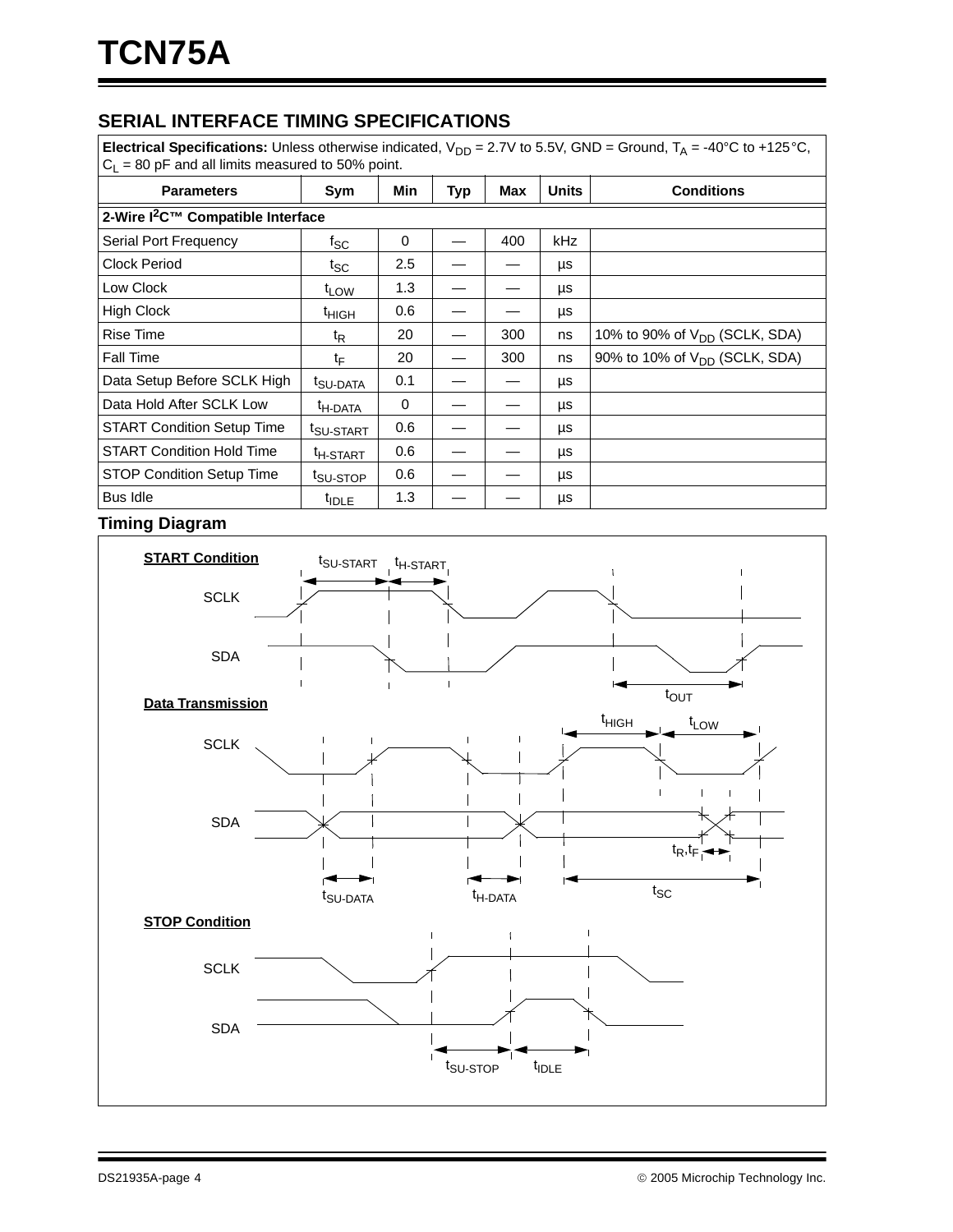## SERIAL INTERFACE TIMING SPECIFICATIONS

| **Electrical Specifications:** Unless otherwise indicated, $V_{DD}$ = 2.7V to 5.5V, GND = Ground, $T_A$ = -40°C to +125°C, $C_L$ = 80 pF and all limits measured to 50% point. | | | | | | |
|---|---|---|---|---|---|---|
| **Parameters** | **Sym** | **Min** | **Typ** | **Max** | **Units** | **Conditions** |
| **2-Wire I²C™ Compatible Interface** | | | | | | |
| Serial Port Frequency | $f_{SC}$ | 0 | — | 400 | kHz | |
| Clock Period | $t_{SC}$ | 2.5 | — | — | µs | |
| Low Clock | $t_{LOW}$ | 1.3 | — | — | µs | |
| High Clock | $t_{HIGH}$ | 0.6 | — | — | µs | |
| Rise Time | $t_R$ | 20 | — | 300 | ns | 10% to 90% of $V_{DD}$ (SCLK, SDA) |
| Fall Time | $t_F$ | 20 | — | 300 | ns | 90% to 10% of $V_{DD}$ (SCLK, SDA) |
| Data Setup Before SCLK High | $t_{SU-DATA}$ | 0.1 | — | — | µs | |
| Data Hold After SCLK Low | $t_{H-DATA}$ | 0 | — | — | µs | |
| START Condition Setup Time | $t_{SU-START}$ | 0.6 | — | — | µs | |
| START Condition Hold Time | $t_{H-START}$ | 0.6 | — | — | µs | |
| STOP Condition Setup Time | $t_{SU-STOP}$ | 0.6 | — | — | µs | |
| Bus Idle | $t_{IDLE}$ | 1.3 | — | — | µs | |

### Timing Diagram

**START Condition**

SCLK, SDA — $t_{SU-START}$, $t_{H-START}$, $t_{OUT}$

**Data Transmission**

SCLK, SDA — $t_{HIGH}$, $t_{LOW}$, $t_R$, $t_F$, $t_{SU-DATA}$, $t_{H-DATA}$, $t_{SC}$

**STOP Condition**

SCLK, SDA — $t_{SU-STOP}$, $t_{IDLE}$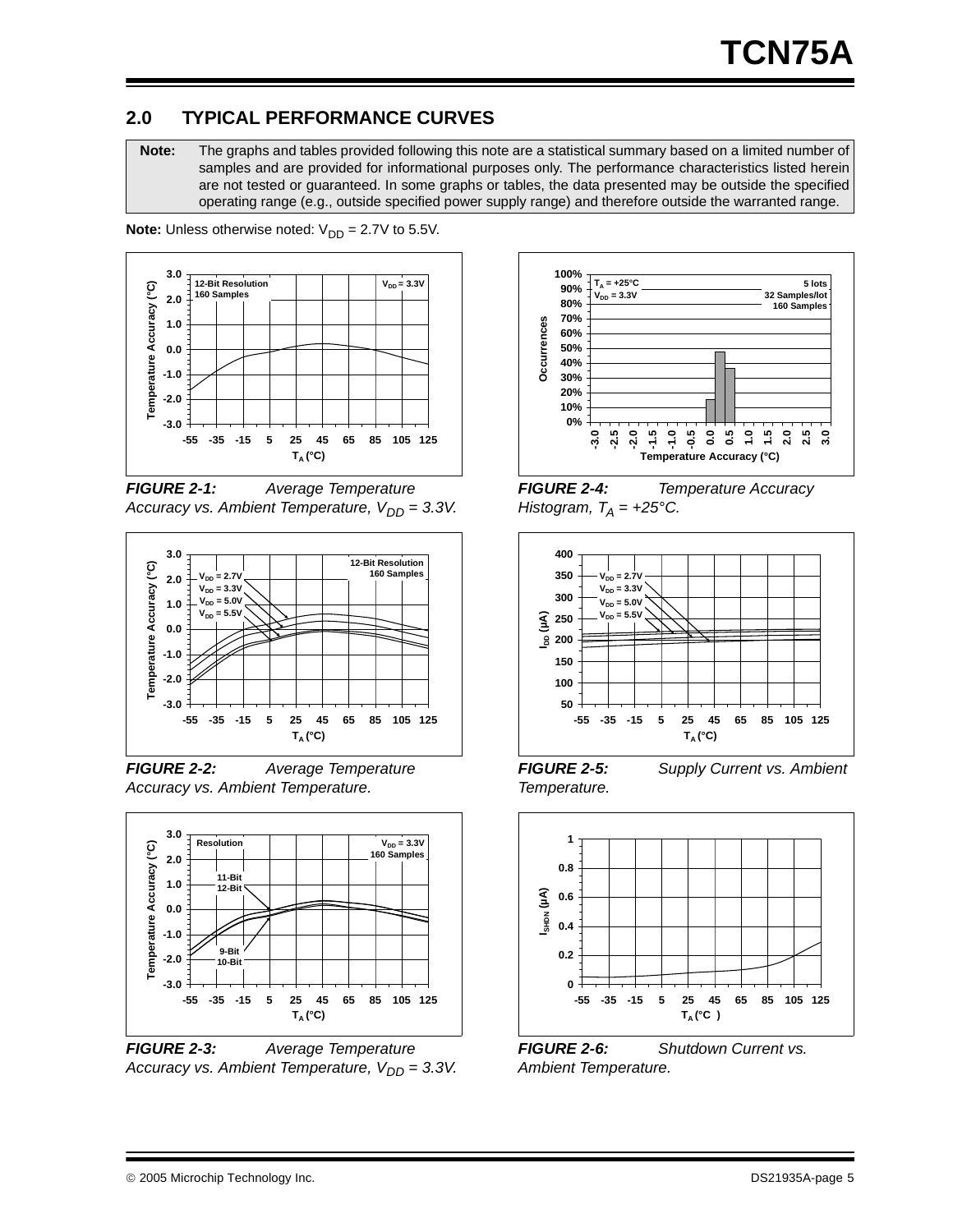## 2.0 TYPICAL PERFORMANCE CURVES

| **Note:** | The graphs and tables provided following this note are a statistical summary based on a limited number of samples and are provided for informational purposes only. The performance characteristics listed herein are not tested or guaranteed. In some graphs or tables, the data presented may be outside the specified operating range (e.g., outside specified power supply range) and therefore outside the warranted range. |
|---|---|

**Note:** Unless otherwise noted: $V_{DD}$ = 2.7V to 5.5V.

***FIGURE 2-1:*** *Average Temperature Accuracy vs. Ambient Temperature, $V_{DD}$ = 3.3V.*

***FIGURE 2-2:*** *Average Temperature Accuracy vs. Ambient Temperature.*

***FIGURE 2-3:*** *Average Temperature Accuracy vs. Ambient Temperature, $V_{DD}$ = 3.3V.*

***FIGURE 2-4:*** *Temperature Accuracy Histogram, $T_A$ = +25°C.*

***FIGURE 2-5:*** *Supply Current vs. Ambient Temperature.*

***FIGURE 2-6:*** *Shutdown Current vs. Ambient Temperature.*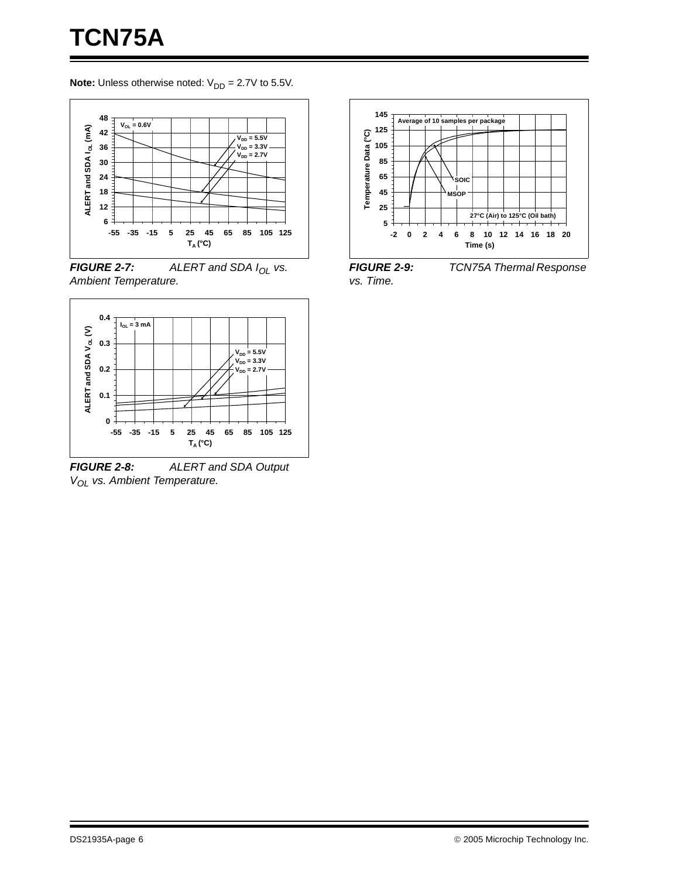**Note:** Unless otherwise noted: $V_{DD}$ = 2.7V to 5.5V.

**FIGURE 2-7:** *ALERT and SDA $I_{OL}$ vs. Ambient Temperature.*

**FIGURE 2-8:** *ALERT and SDA Output $V_{OL}$ vs. Ambient Temperature.*

**FIGURE 2-9:** *TCN75A Thermal Response vs. Time.*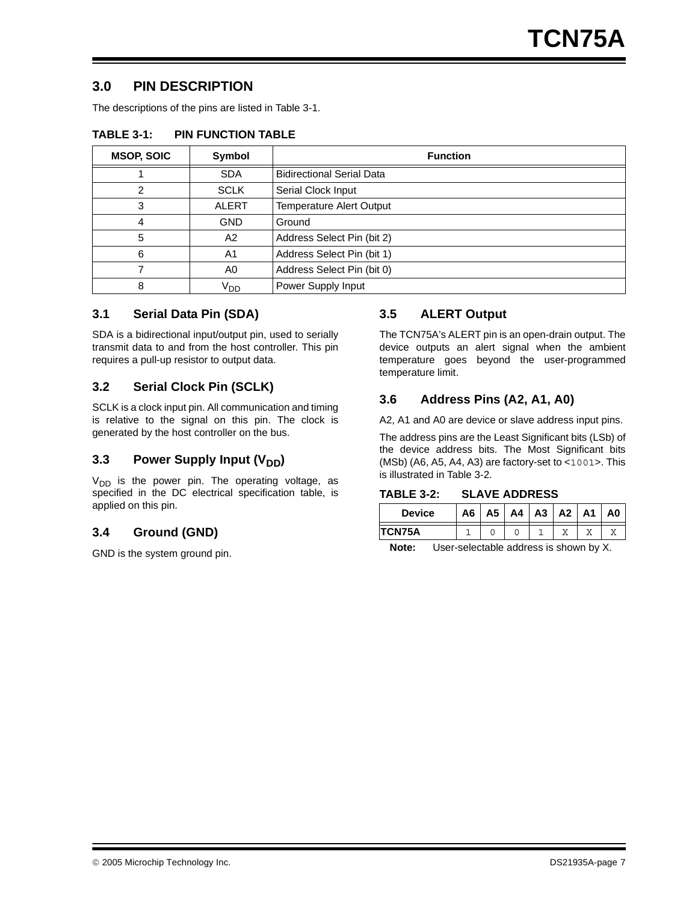## 3.0 PIN DESCRIPTION

The descriptions of the pins are listed in Table 3-1.

**TABLE 3-1: PIN FUNCTION TABLE**

| MSOP, SOIC | Symbol | Function |
|---|---|---|
| 1 | SDA | Bidirectional Serial Data |
| 2 | SCLK | Serial Clock Input |
| 3 | ALERT | Temperature Alert Output |
| 4 | GND | Ground |
| 5 | A2 | Address Select Pin (bit 2) |
| 6 | A1 | Address Select Pin (bit 1) |
| 7 | A0 | Address Select Pin (bit 0) |
| 8 | $V_{DD}$ | Power Supply Input |

### 3.1 Serial Data Pin (SDA)

SDA is a bidirectional input/output pin, used to serially transmit data to and from the host controller. This pin requires a pull-up resistor to output data.

### 3.2 Serial Clock Pin (SCLK)

SCLK is a clock input pin. All communication and timing is relative to the signal on this pin. The clock is generated by the host controller on the bus.

### 3.3 Power Supply Input ($V_{DD}$)

$V_{DD}$ is the power pin. The operating voltage, as specified in the DC electrical specification table, is applied on this pin.

### 3.4 Ground (GND)

GND is the system ground pin.

### 3.5 ALERT Output

The TCN75A's ALERT pin is an open-drain output. The device outputs an alert signal when the ambient temperature goes beyond the user-programmed temperature limit.

### 3.6 Address Pins (A2, A1, A0)

A2, A1 and A0 are device or slave address input pins.

The address pins are the Least Significant bits (LSb) of the device address bits. The Most Significant bits (MSb) (A6, A5, A4, A3) are factory-set to <`1001`>. This is illustrated in Table 3-2.

**TABLE 3-2: SLAVE ADDRESS**

| Device | A6 | A5 | A4 | A3 | A2 | A1 | A0 |
|---|---|---|---|---|---|---|---|
| TCN75A | 1 | 0 | 0 | 1 | X | X | X |

**Note:** User-selectable address is shown by X.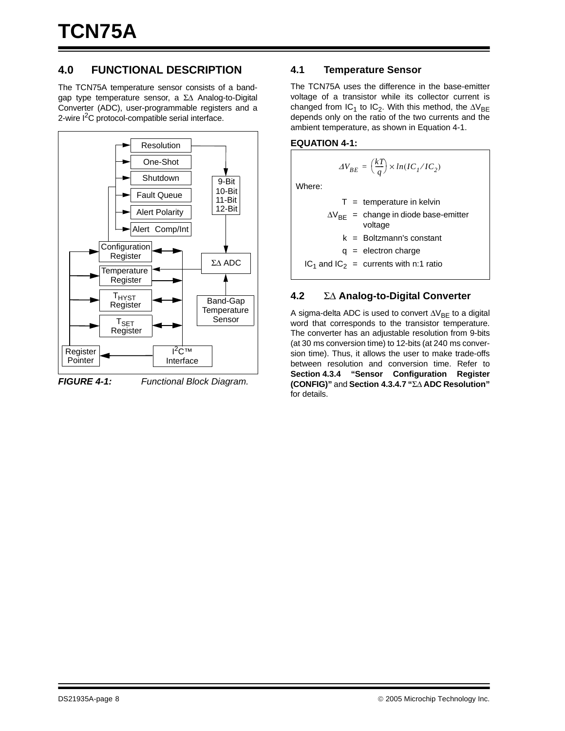## 4.0 FUNCTIONAL DESCRIPTION

The TCN75A temperature sensor consists of a band-gap type temperature sensor, a ΣΔ Analog-to-Digital Converter (ADC), user-programmable registers and a 2-wire $I^2C$ protocol-compatible serial interface.

***FIGURE 4-1:*** *Functional Block Diagram.*

## 4.1 Temperature Sensor

The TCN75A uses the difference in the base-emitter voltage of a transistor while its collector current is changed from $IC_1$ to $IC_2$. With this method, the $\Delta V_{BE}$ depends only on the ratio of the two currents and the ambient temperature, as shown in Equation 4-1.

**EQUATION 4-1:**

$$\Delta V_{BE} = \left(\frac{kT}{q}\right) \times ln(IC_1 / IC_2)$$

Where:

| | | |
|---|---|---|
| T | = | temperature in kelvin |
| $\Delta V_{BE}$ | = | change in diode base-emitter voltage |
| k | = | Boltzmann's constant |
| q | = | electron charge |
| $IC_1$ and $IC_2$ | = | currents with n:1 ratio |

## 4.2 ΣΔ Analog-to-Digital Converter

A sigma-delta ADC is used to convert $\Delta V_{BE}$ to a digital word that corresponds to the transistor temperature. The converter has an adjustable resolution from 9-bits (at 30 ms conversion time) to 12-bits (at 240 ms conversion time). Thus, it allows the user to make trade-offs between resolution and conversion time. Refer to **Section 4.3.4 "Sensor Configuration Register (CONFIG)"** and **Section 4.3.4.7 "ΣΔ ADC Resolution"** for details.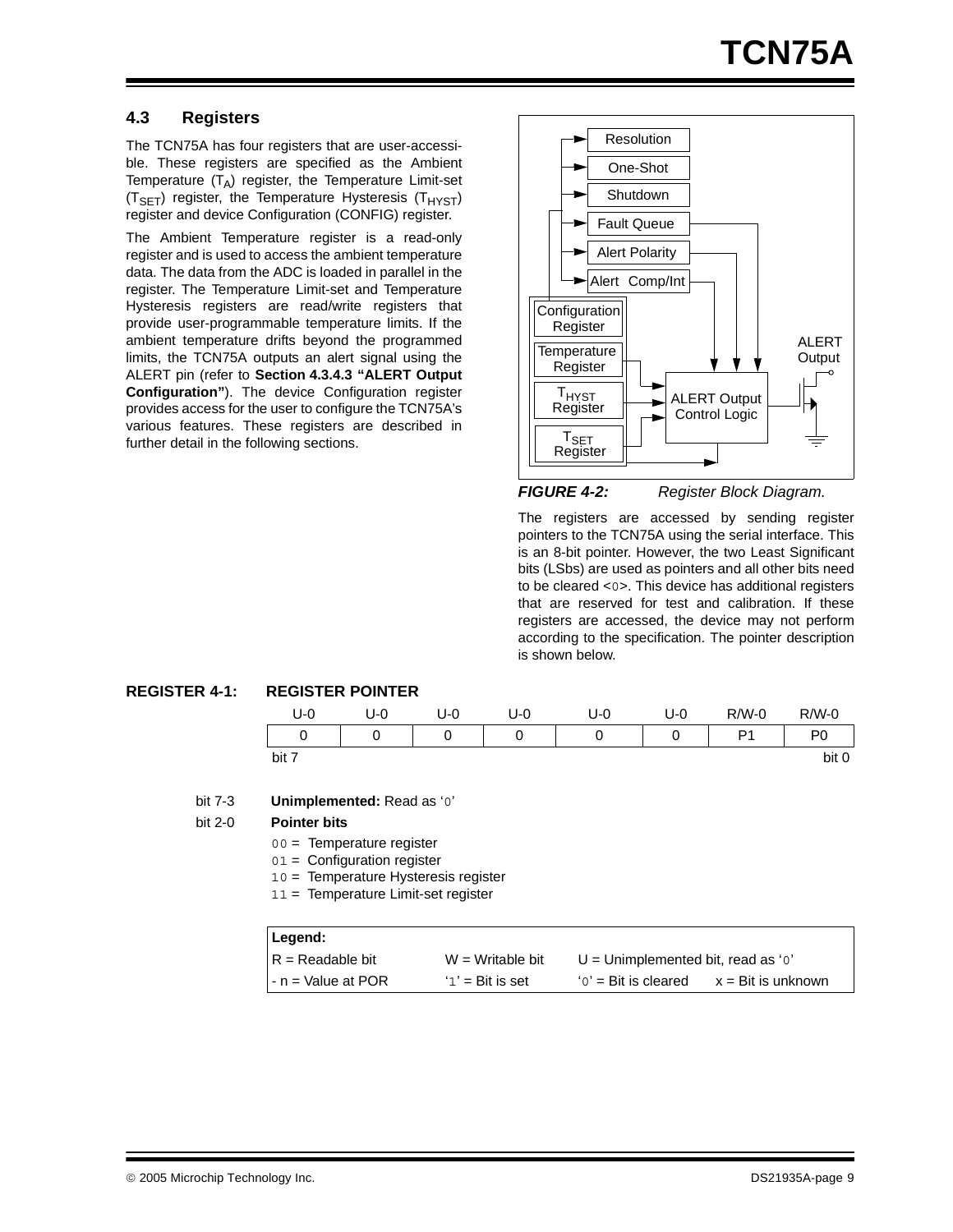## 4.3 Registers

The TCN75A has four registers that are user-accessible. These registers are specified as the Ambient Temperature ($T_A$) register, the Temperature Limit-set ($T_{SET}$) register, the Temperature Hysteresis ($T_{HYST}$) register and device Configuration (CONFIG) register.

The Ambient Temperature register is a read-only register and is used to access the ambient temperature data. The data from the ADC is loaded in parallel in the register. The Temperature Limit-set and Temperature Hysteresis registers are read/write registers that provide user-programmable temperature limits. If the ambient temperature drifts beyond the programmed limits, the TCN75A outputs an alert signal using the ALERT pin (refer to **Section 4.3.4.3 "ALERT Output Configuration"**). The device Configuration register provides access for the user to configure the TCN75A's various features. These registers are described in further detail in the following sections.

Resolution
One-Shot
Shutdown
Fault Queue
Alert Polarity
Alert Comp/Int
Configuration Register
Temperature Register
$T_{HYST}$ Register
$T_{SET}$ Register
ALERT Output Control Logic
ALERT Output

*FIGURE 4-2: Register Block Diagram.*

The registers are accessed by sending register pointers to the TCN75A using the serial interface. This is an 8-bit pointer. However, the two Least Significant bits (LSbs) are used as pointers and all other bits need to be cleared <0>. This device has additional registers that are reserved for test and calibration. If these registers are accessed, the device may not perform according to the specification. The pointer description is shown below.

**REGISTER 4-1: REGISTER POINTER**

| U-0 | U-0 | U-0 | U-0 | U-0 | U-0 | R/W-0 | R/W-0 |
|---|---|---|---|---|---|---|---|
| 0 | 0 | 0 | 0 | 0 | 0 | P1 | P0 |
| bit 7 | | | | | | | bit 0 |

bit 7-3 **Unimplemented:** Read as '0'

bit 2-0 **Pointer bits**

- 00 = Temperature register
- 01 = Configuration register
- 10 = Temperature Hysteresis register
- 11 = Temperature Limit-set register

| **Legend:** | | | |
|---|---|---|---|
| R = Readable bit | W = Writable bit | U = Unimplemented bit, read as '0' | |
| - n = Value at POR | '1' = Bit is set | '0' = Bit is cleared | x = Bit is unknown |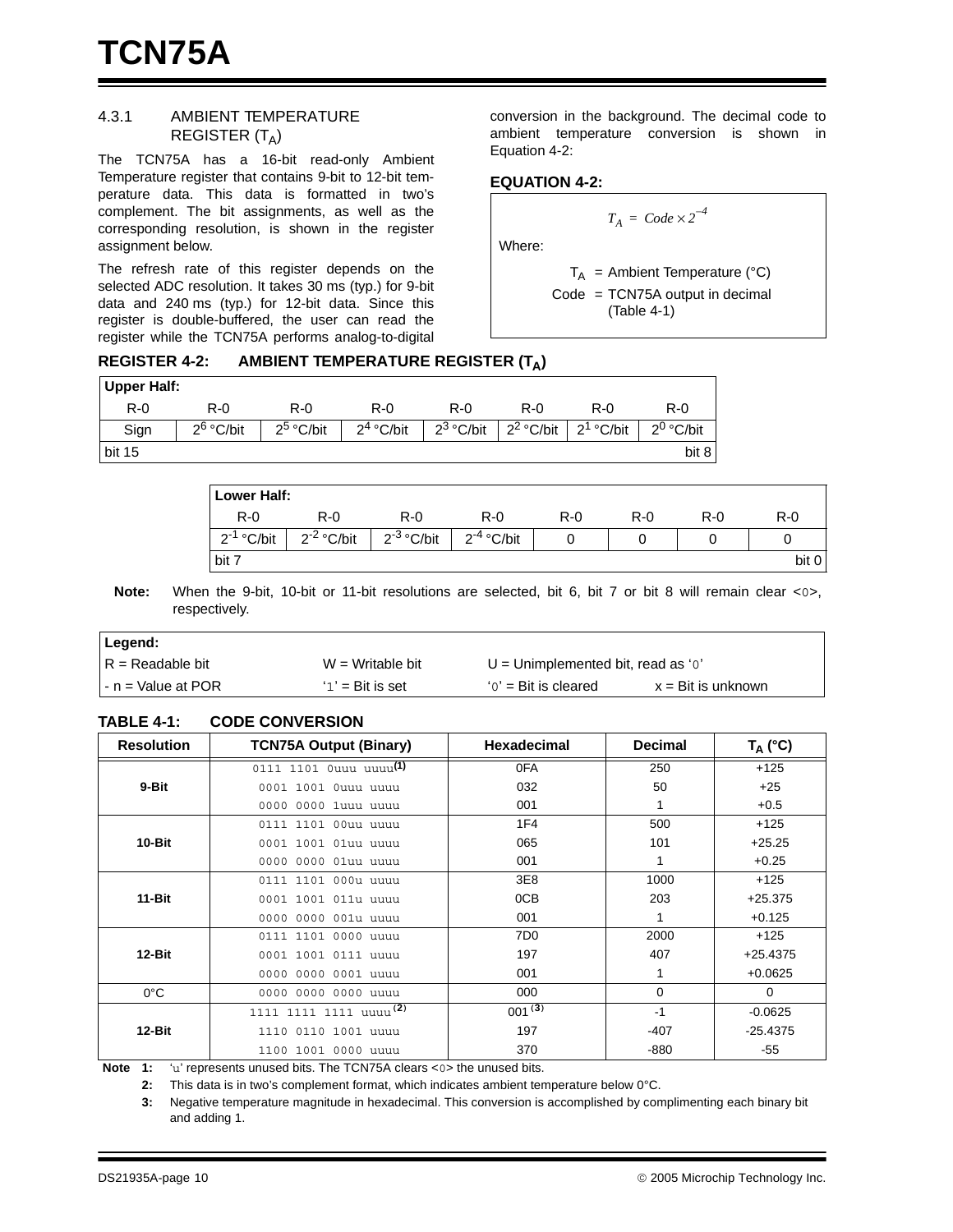#### 4.3.1 AMBIENT TEMPERATURE REGISTER ($T_A$)

The TCN75A has a 16-bit read-only Ambient Temperature register that contains 9-bit to 12-bit temperature data. This data is formatted in two's complement. The bit assignments, as well as the corresponding resolution, is shown in the register assignment below.

The refresh rate of this register depends on the selected ADC resolution. It takes 30 ms (typ.) for 9-bit data and 240 ms (typ.) for 12-bit data. Since this register is double-buffered, the user can read the register while the TCN75A performs analog-to-digital conversion in the background. The decimal code to ambient temperature conversion is shown in Equation 4-2:

**EQUATION 4-2:**

$$T_A = Code \times 2^{-4}$$

Where:

$T_A$ = Ambient Temperature (°C)

Code = TCN75A output in decimal (Table 4-1)

**REGISTER 4-2: AMBIENT TEMPERATURE REGISTER ($T_A$)**

| Upper Half: | | | | | | | |
|---|---|---|---|---|---|---|---|
| R-0 | R-0 | R-0 | R-0 | R-0 | R-0 | R-0 | R-0 |
| Sign | $2^6$ °C/bit | $2^5$ °C/bit | $2^4$ °C/bit | $2^3$ °C/bit | $2^2$ °C/bit | $2^1$ °C/bit | $2^0$ °C/bit |
| bit 15 | | | | | | | bit 8 |

| Lower Half: | | | | | | | |
|---|---|---|---|---|---|---|---|
| R-0 | R-0 | R-0 | R-0 | R-0 | R-0 | R-0 | R-0 |
| $2^{-1}$ °C/bit | $2^{-2}$ °C/bit | $2^{-3}$ °C/bit | $2^{-4}$ °C/bit | 0 | 0 | 0 | 0 |
| bit 7 | | | | | | | bit 0 |

**Note:** When the 9-bit, 10-bit or 11-bit resolutions are selected, bit 6, bit 7 or bit 8 will remain clear <0>, respectively.

| Legend: | | | |
|---|---|---|---|
| R = Readable bit | W = Writable bit | U = Unimplemented bit, read as '0' | |
| - n = Value at POR | '1' = Bit is set | '0' = Bit is cleared | x = Bit is unknown |

**TABLE 4-1: CODE CONVERSION**

| Resolution | TCN75A Output (Binary) | Hexadecimal | Decimal | $T_A$ (°C) |
|---|---|---|---|---|
| 9-Bit | 0111 1101 0uuu uuuu[(1)] | 0FA | 250 | +125 |
| | 0001 1001 0uuu uuuu | 032 | 50 | +25 |
| | 0000 0000 1uuu uuuu | 001 | 1 | +0.5 |
| 10-Bit | 0111 1101 00uu uuuu | 1F4 | 500 | +125 |
| | 0001 1001 01uu uuuu | 065 | 101 | +25.25 |
| | 0000 0000 01uu uuuu | 001 | 1 | +0.25 |
| 11-Bit | 0111 1101 000u uuuu | 3E8 | 1000 | +125 |
| | 0001 1001 011u uuuu | 0CB | 203 | +25.375 |
| | 0000 0000 001u uuuu | 001 | 1 | +0.125 |
| 12-Bit | 0111 1101 0000 uuuu | 7D0 | 2000 | +125 |
| | 0001 1001 0111 uuuu | 197 | 407 | +25.4375 |
| | 0000 0000 0001 uuuu | 001 | 1 | +0.0625 |
| 0°C | 0000 0000 0000 uuuu | 000 | 0 | 0 |
| 12-Bit | 1111 1111 1111 uuuu[(2)] | 001[(3)] | -1 | -0.0625 |
| | 1110 0110 1001 uuuu | 197 | -407 | -25.4375 |
| | 1100 1001 0000 uuuu | 370 | -880 | -55 |

**Note 1:** 'u' represents unused bits. The TCN75A clears <0> the unused bits.

**2:** This data is in two's complement format, which indicates ambient temperature below 0°C.

**3:** Negative temperature magnitude in hexadecimal. This conversion is accomplished by complimenting each binary bit and adding 1.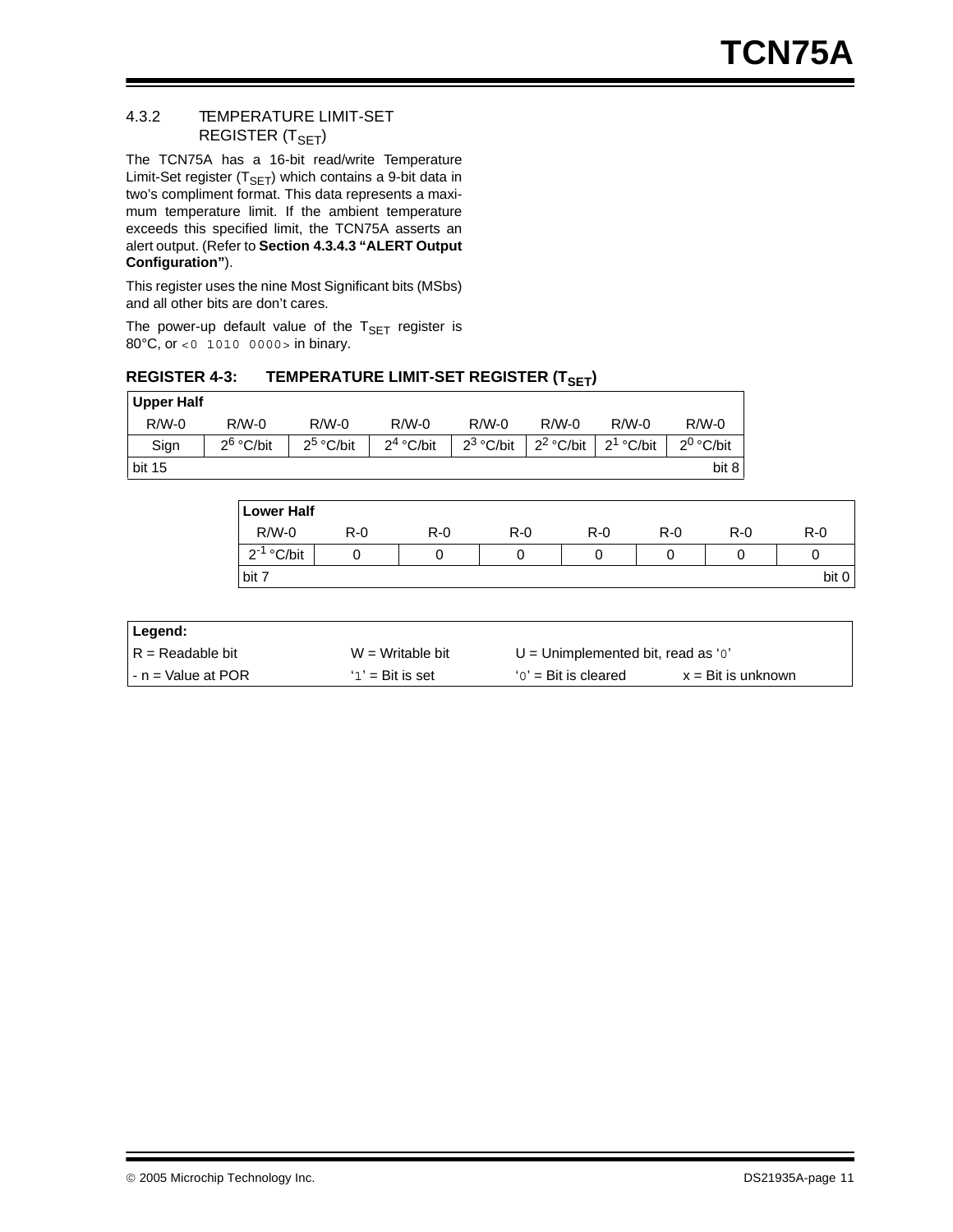### 4.3.2 TEMPERATURE LIMIT-SET REGISTER ($T_{SET}$)

The TCN75A has a 16-bit read/write Temperature Limit-Set register ($T_{SET}$) which contains a 9-bit data in two's compliment format. This data represents a maximum temperature limit. If the ambient temperature exceeds this specified limit, the TCN75A asserts an alert output. (Refer to **Section 4.3.4.3 "ALERT Output Configuration"**).

This register uses the nine Most Significant bits (MSbs) and all other bits are don't cares.

The power-up default value of the $T_{SET}$ register is 80°C, or `<0 1010 0000>` in binary.

**REGISTER 4-3: TEMPERATURE LIMIT-SET REGISTER ($T_{SET}$)**

**Upper Half**

| R/W-0 | R/W-0 | R/W-0 | R/W-0 | R/W-0 | R/W-0 | R/W-0 | R/W-0 |
|---|---|---|---|---|---|---|---|
| Sign | $2^6$ °C/bit | $2^5$ °C/bit | $2^4$ °C/bit | $2^3$ °C/bit | $2^2$ °C/bit | $2^1$ °C/bit | $2^0$ °C/bit |
| bit 15 | | | | | | | bit 8 |

**Lower Half**

| R/W-0 | R-0 | R-0 | R-0 | R-0 | R-0 | R-0 | R-0 |
|---|---|---|---|---|---|---|---|
| $2^{-1}$ °C/bit | 0 | 0 | 0 | 0 | 0 | 0 | 0 |
| bit 7 | | | | | | | bit 0 |

| **Legend:** | | | |
|---|---|---|---|
| R = Readable bit | W = Writable bit | U = Unimplemented bit, read as '0' | |
| - n = Value at POR | '1' = Bit is set | '0' = Bit is cleared | x = Bit is unknown |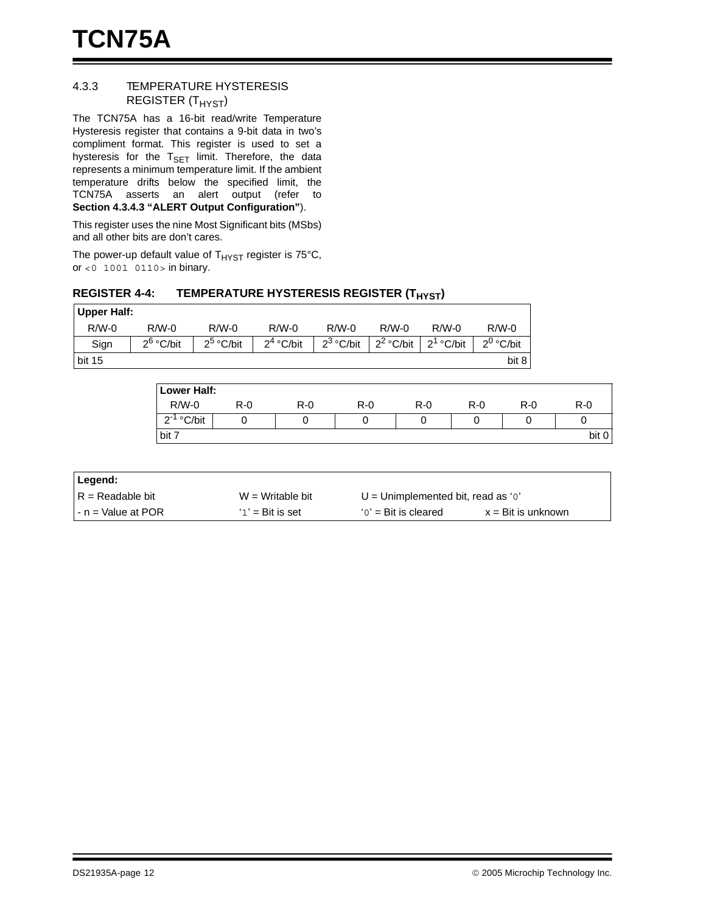### 4.3.3 TEMPERATURE HYSTERESIS REGISTER ($T_{HYST}$)

The TCN75A has a 16-bit read/write Temperature Hysteresis register that contains a 9-bit data in two's compliment format. This register is used to set a hysteresis for the $T_{SET}$ limit. Therefore, the data represents a minimum temperature limit. If the ambient temperature drifts below the specified limit, the TCN75A asserts an alert output (refer to **Section 4.3.4.3 "ALERT Output Configuration"**).

This register uses the nine Most Significant bits (MSbs) and all other bits are don't cares.

The power-up default value of $T_{HYST}$ register is 75°C, or `<0 1001 0110>` in binary.

**REGISTER 4-4: TEMPERATURE HYSTERESIS REGISTER ($T_{HYST}$)**

**Upper Half:**

| R/W-0 | R/W-0 | R/W-0 | R/W-0 | R/W-0 | R/W-0 | R/W-0 | R/W-0 |
|---|---|---|---|---|---|---|---|
| Sign | $2^6$ °C/bit | $2^5$ °C/bit | $2^4$ °C/bit | $2^3$ °C/bit | $2^2$ °C/bit | $2^1$ °C/bit | $2^0$ °C/bit |
| bit 15 | | | | | | | bit 8 |

**Lower Half:**

| R/W-0 | R-0 | R-0 | R-0 | R-0 | R-0 | R-0 | R-0 |
|---|---|---|---|---|---|---|---|
| $2^{-1}$ °C/bit | 0 | 0 | 0 | 0 | 0 | 0 | 0 |
| bit 7 | | | | | | | bit 0 |

| **Legend:** | | | |
|---|---|---|---|
| R = Readable bit | W = Writable bit | U = Unimplemented bit, read as '0' | |
| - n = Value at POR | '1' = Bit is set | '0' = Bit is cleared | x = Bit is unknown |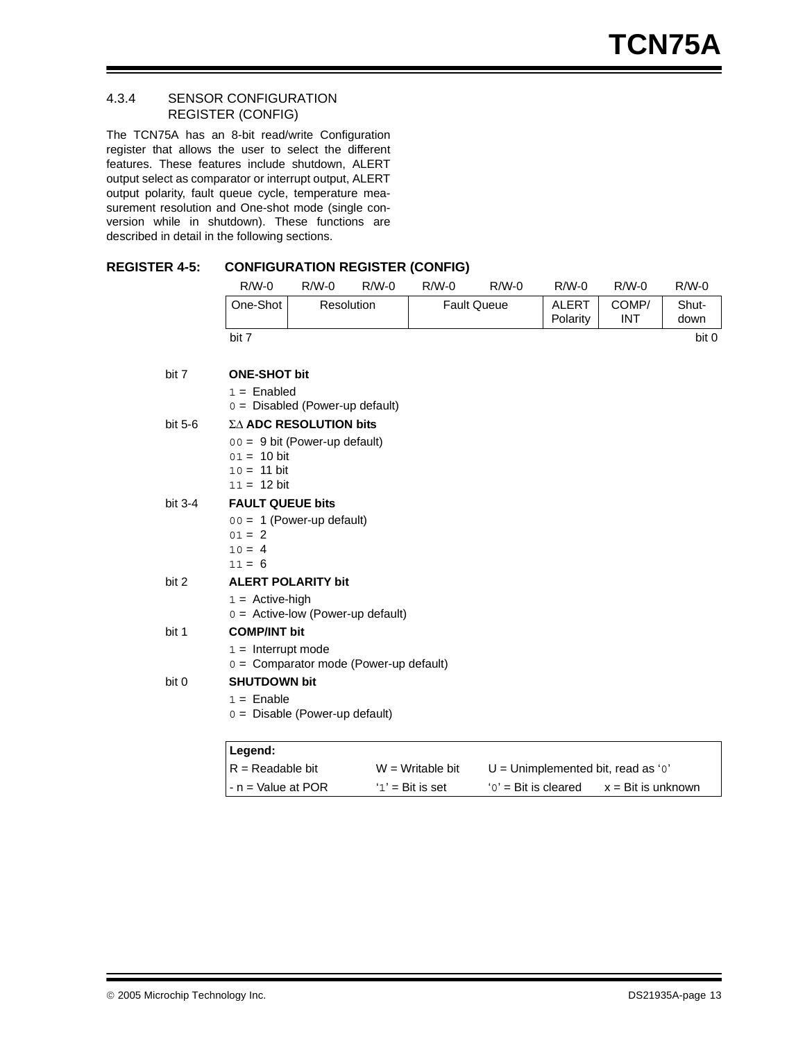#### 4.3.4 SENSOR CONFIGURATION REGISTER (CONFIG)

The TCN75A has an 8-bit read/write Configuration register that allows the user to select the different features. These features include shutdown, ALERT output select as comparator or interrupt output, ALERT output polarity, fault queue cycle, temperature measurement resolution and One-shot mode (single conversion while in shutdown). These functions are described in detail in the following sections.

**REGISTER 4-5: CONFIGURATION REGISTER (CONFIG)**

| R/W-0 | R/W-0 | R/W-0 | R/W-0 | R/W-0 | R/W-0 | R/W-0 | R/W-0 |
|---|---|---|---|---|---|---|---|
| One-Shot | Resolution | | Fault Queue | | ALERT Polarity | COMP/INT | Shut-down |
| bit 7 | | | | | | | bit 0 |

bit 7 **ONE-SHOT bit**
- 1 = Enabled
- 0 = Disabled (Power-up default)

bit 5-6 **ΣΔ ADC RESOLUTION bits**
- 00 = 9 bit (Power-up default)
- 01 = 10 bit
- 10 = 11 bit
- 11 = 12 bit

bit 3-4 **FAULT QUEUE bits**
- 00 = 1 (Power-up default)
- 01 = 2
- 10 = 4
- 11 = 6

bit 2 **ALERT POLARITY bit**
- 1 = Active-high
- 0 = Active-low (Power-up default)

bit 1 **COMP/INT bit**
- 1 = Interrupt mode
- 0 = Comparator mode (Power-up default)

bit 0 **SHUTDOWN bit**
- 1 = Enable
- 0 = Disable (Power-up default)

| **Legend:** | | | |
|---|---|---|---|
| R = Readable bit | W = Writable bit | U = Unimplemented bit, read as '0' | |
| - n = Value at POR | '1' = Bit is set | '0' = Bit is cleared | x = Bit is unknown |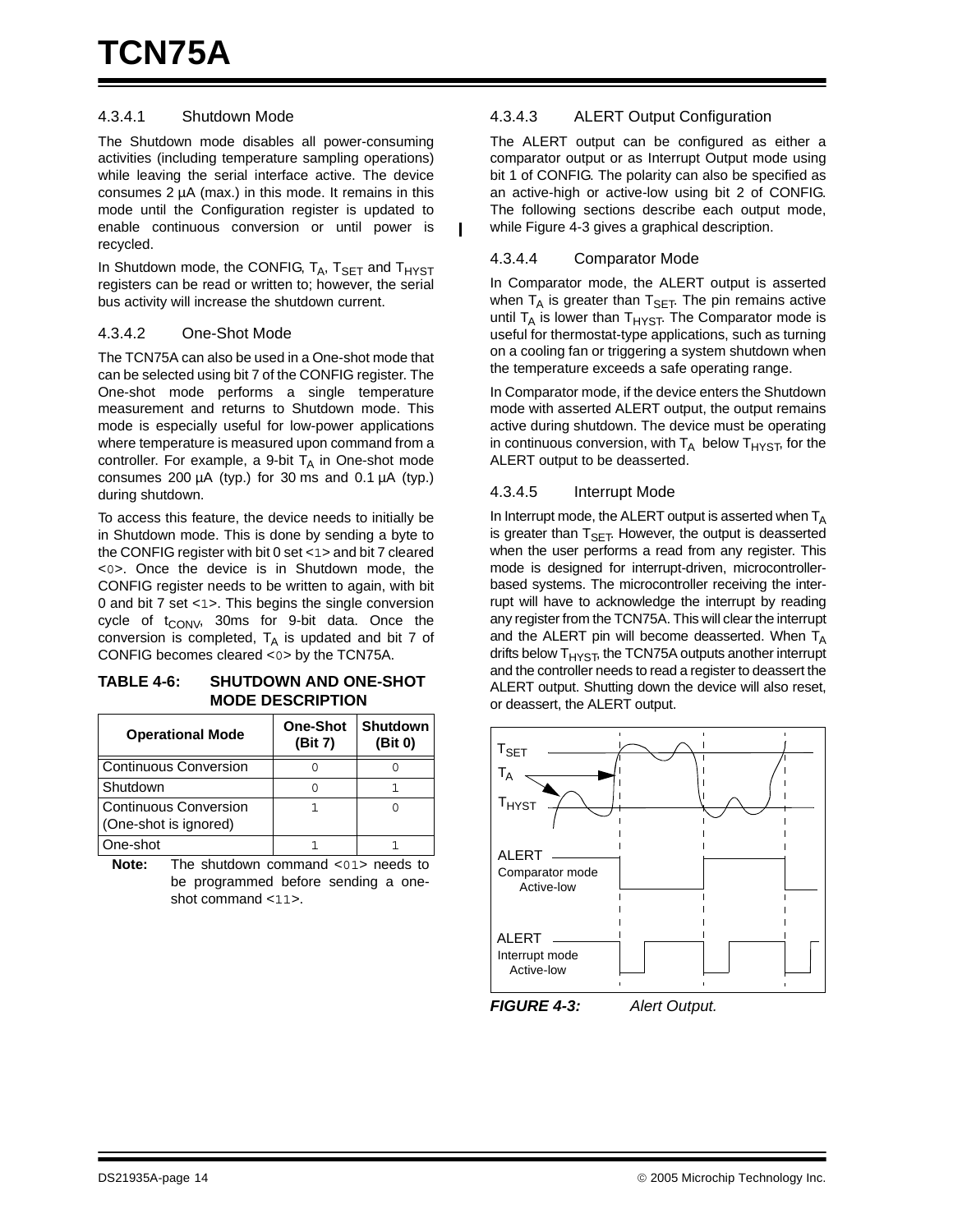#### 4.3.4.1 Shutdown Mode

The Shutdown mode disables all power-consuming activities (including temperature sampling operations) while leaving the serial interface active. The device consumes 2 µA (max.) in this mode. It remains in this mode until the Configuration register is updated to enable continuous conversion or until power is recycled.

In Shutdown mode, the CONFIG, $T_A$, $T_{SET}$ and $T_{HYST}$ registers can be read or written to; however, the serial bus activity will increase the shutdown current.

#### 4.3.4.2 One-Shot Mode

The TCN75A can also be used in a One-shot mode that can be selected using bit 7 of the CONFIG register. The One-shot mode performs a single temperature measurement and returns to Shutdown mode. This mode is especially useful for low-power applications where temperature is measured upon command from a controller. For example, a 9-bit $T_A$ in One-shot mode consumes 200 µA (typ.) for 30 ms and 0.1 µA (typ.) during shutdown.

To access this feature, the device needs to initially be in Shutdown mode. This is done by sending a byte to the CONFIG register with bit 0 set <1> and bit 7 cleared <0>. Once the device is in Shutdown mode, the CONFIG register needs to be written to again, with bit 0 and bit 7 set <1>. This begins the single conversion cycle of $t_{CONV}$, 30ms for 9-bit data. Once the conversion is completed, $T_A$ is updated and bit 7 of CONFIG becomes cleared <0> by the TCN75A.

**TABLE 4-6: SHUTDOWN AND ONE-SHOT MODE DESCRIPTION**

| Operational Mode | One-Shot (Bit 7) | Shutdown (Bit 0) |
|---|---|---|
| Continuous Conversion | 0 | 0 |
| Shutdown | 0 | 1 |
| Continuous Conversion (One-shot is ignored) | 1 | 0 |
| One-shot | 1 | 1 |

**Note:** The shutdown command <01> needs to be programmed before sending a one-shot command <11>.

#### 4.3.4.3 ALERT Output Configuration

The ALERT output can be configured as either a comparator output or as Interrupt Output mode using bit 1 of CONFIG. The polarity can also be specified as an active-high or active-low using bit 2 of CONFIG. The following sections describe each output mode, while Figure 4-3 gives a graphical description.

#### 4.3.4.4 Comparator Mode

In Comparator mode, the ALERT output is asserted when $T_A$ is greater than $T_{SET}$. The pin remains active until $T_A$ is lower than $T_{HYST}$. The Comparator mode is useful for thermostat-type applications, such as turning on a cooling fan or triggering a system shutdown when the temperature exceeds a safe operating range.

In Comparator mode, if the device enters the Shutdown mode with asserted ALERT output, the output remains active during shutdown. The device must be operating in continuous conversion, with $T_A$ below $T_{HYST}$, for the ALERT output to be deasserted.

#### 4.3.4.5 Interrupt Mode

In Interrupt mode, the ALERT output is asserted when $T_A$ is greater than $T_{SET}$. However, the output is deasserted when the user performs a read from any register. This mode is designed for interrupt-driven, microcontroller-based systems. The microcontroller receiving the interrupt will have to acknowledge the interrupt by reading any register from the TCN75A. This will clear the interrupt and the ALERT pin will become deasserted. When $T_A$ drifts below $T_{HYST}$, the TCN75A outputs another interrupt and the controller needs to read a register to deassert the ALERT output. Shutting down the device will also reset, or deassert, the ALERT output.

***FIGURE 4-3:*** *Alert Output.*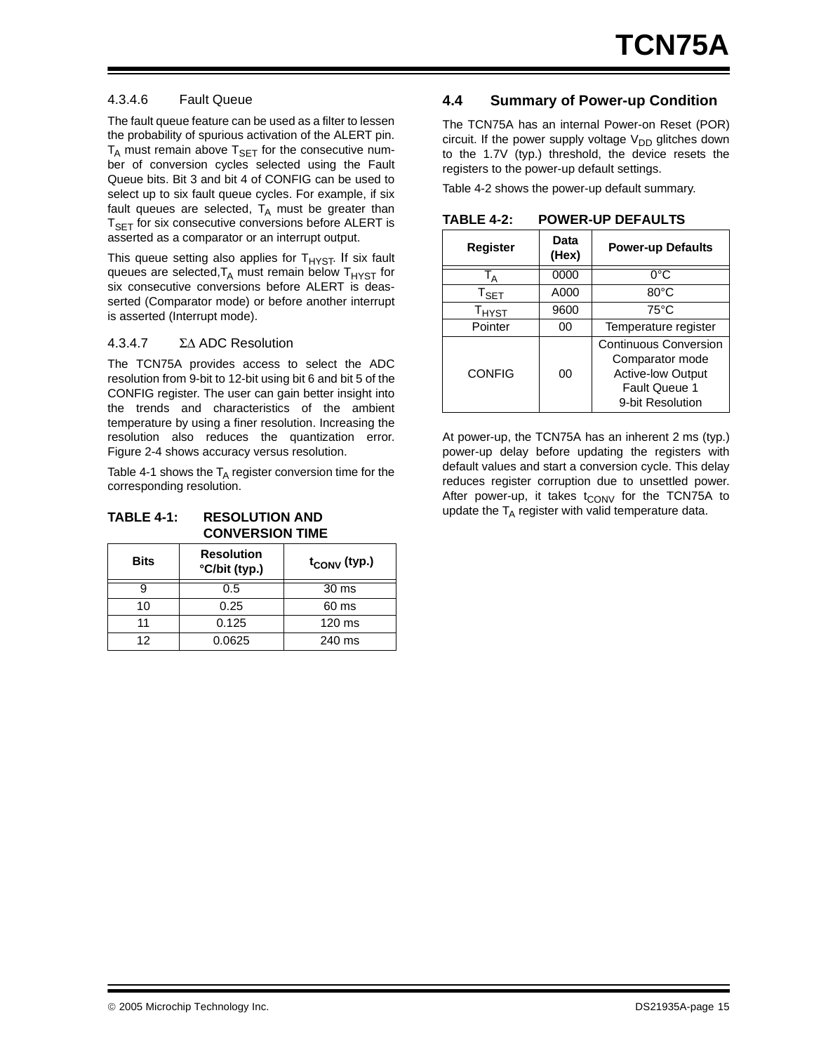#### 4.3.4.6 Fault Queue

The fault queue feature can be used as a filter to lessen the probability of spurious activation of the ALERT pin. $T_A$ must remain above $T_{SET}$ for the consecutive number of conversion cycles selected using the Fault Queue bits. Bit 3 and bit 4 of CONFIG can be used to select up to six fault queue cycles. For example, if six fault queues are selected, $T_A$ must be greater than $T_{SET}$ for six consecutive conversions before ALERT is asserted as a comparator or an interrupt output.

This queue setting also applies for $T_{HYST}$. If six fault queues are selected,$T_A$ must remain below $T_{HYST}$ for six consecutive conversions before ALERT is deasserted (Comparator mode) or before another interrupt is asserted (Interrupt mode).

#### 4.3.4.7 ΣΔ ADC Resolution

The TCN75A provides access to select the ADC resolution from 9-bit to 12-bit using bit 6 and bit 5 of the CONFIG register. The user can gain better insight into the trends and characteristics of the ambient temperature by using a finer resolution. Increasing the resolution also reduces the quantization error. Figure 2-4 shows accuracy versus resolution.

Table 4-1 shows the $T_A$ register conversion time for the corresponding resolution.

**TABLE 4-1: RESOLUTION AND CONVERSION TIME**

| Bits | Resolution °C/bit (typ.) | $t_{CONV}$ (typ.) |
|---|---|---|
| 9 | 0.5 | 30 ms |
| 10 | 0.25 | 60 ms |
| 11 | 0.125 | 120 ms |
| 12 | 0.0625 | 240 ms |

### 4.4 Summary of Power-up Condition

The TCN75A has an internal Power-on Reset (POR) circuit. If the power supply voltage $V_{DD}$ glitches down to the 1.7V (typ.) threshold, the device resets the registers to the power-up default settings.

Table 4-2 shows the power-up default summary.

**TABLE 4-2: POWER-UP DEFAULTS**

| Register | Data (Hex) | Power-up Defaults |
|---|---|---|
| $T_A$ | 0000 | 0°C |
| $T_{SET}$ | A000 | 80°C |
| $T_{HYST}$ | 9600 | 75°C |
| Pointer | 00 | Temperature register |
| CONFIG | 00 | Continuous Conversion<br>Comparator mode<br>Active-low Output<br>Fault Queue 1<br>9-bit Resolution |

At power-up, the TCN75A has an inherent 2 ms (typ.) power-up delay before updating the registers with default values and start a conversion cycle. This delay reduces register corruption due to unsettled power. After power-up, it takes $t_{CONV}$ for the TCN75A to update the $T_A$ register with valid temperature data.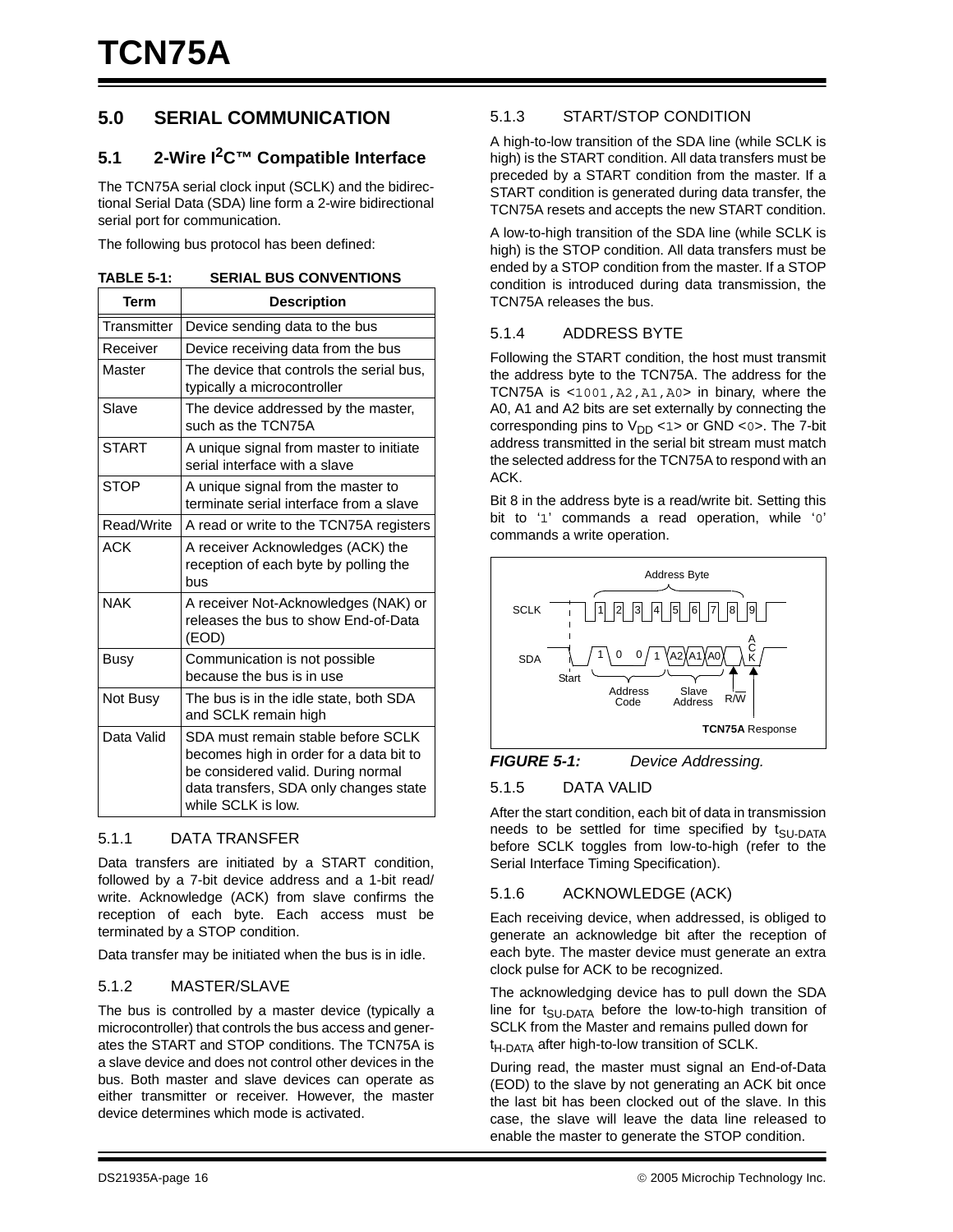# 5.0 SERIAL COMMUNICATION

## 5.1 2-Wire I$^2$C™ Compatible Interface

The TCN75A serial clock input (SCLK) and the bidirectional Serial Data (SDA) line form a 2-wire bidirectional serial port for communication.

The following bus protocol has been defined:

**TABLE 5-1: SERIAL BUS CONVENTIONS**

| Term | Description |
|---|---|
| Transmitter | Device sending data to the bus |
| Receiver | Device receiving data from the bus |
| Master | The device that controls the serial bus, typically a microcontroller |
| Slave | The device addressed by the master, such as the TCN75A |
| START | A unique signal from master to initiate serial interface with a slave |
| STOP | A unique signal from the master to terminate serial interface from a slave |
| Read/Write | A read or write to the TCN75A registers |
| ACK | A receiver Acknowledges (ACK) the reception of each byte by polling the bus |
| NAK | A receiver Not-Acknowledges (NAK) or releases the bus to show End-of-Data (EOD) |
| Busy | Communication is not possible because the bus is in use |
| Not Busy | The bus is in the idle state, both SDA and SCLK remain high |
| Data Valid | SDA must remain stable before SCLK becomes high in order for a data bit to be considered valid. During normal data transfers, SDA only changes state while SCLK is low. |

### 5.1.1 DATA TRANSFER

Data transfers are initiated by a START condition, followed by a 7-bit device address and a 1-bit read/write. Acknowledge (ACK) from slave confirms the reception of each byte. Each access must be terminated by a STOP condition.

Data transfer may be initiated when the bus is in idle.

### 5.1.2 MASTER/SLAVE

The bus is controlled by a master device (typically a microcontroller) that controls the bus access and generates the START and STOP conditions. The TCN75A is a slave device and does not control other devices in the bus. Both master and slave devices can operate as either transmitter or receiver. However, the master device determines which mode is activated.

### 5.1.3 START/STOP CONDITION

A high-to-low transition of the SDA line (while SCLK is high) is the START condition. All data transfers must be preceded by a START condition from the master. If a START condition is generated during data transfer, the TCN75A resets and accepts the new START condition.

A low-to-high transition of the SDA line (while SCLK is high) is the STOP condition. All data transfers must be ended by a STOP condition from the master. If a STOP condition is introduced during data transmission, the TCN75A releases the bus.

### 5.1.4 ADDRESS BYTE

Following the START condition, the host must transmit the address byte to the TCN75A. The address for the TCN75A is <1001,A2,A1,A0> in binary, where the A0, A1 and A2 bits are set externally by connecting the corresponding pins to $V_{DD}$ <1> or GND <0>. The 7-bit address transmitted in the serial bit stream must match the selected address for the TCN75A to respond with an ACK.

Bit 8 in the address byte is a read/write bit. Setting this bit to '1' commands a read operation, while '0' commands a write operation.

*FIGURE 5-1: Device Addressing.*

### 5.1.5 DATA VALID

After the start condition, each bit of data in transmission needs to be settled for time specified by $t_{SU\text{-}DATA}$ before SCLK toggles from low-to-high (refer to the Serial Interface Timing Specification).

### 5.1.6 ACKNOWLEDGE (ACK)

Each receiving device, when addressed, is obliged to generate an acknowledge bit after the reception of each byte. The master device must generate an extra clock pulse for ACK to be recognized.

The acknowledging device has to pull down the SDA line for $t_{SU\text{-}DATA}$ before the low-to-high transition of SCLK from the Master and remains pulled down for $t_{H\text{-}DATA}$ after high-to-low transition of SCLK.

During read, the master must signal an End-of-Data (EOD) to the slave by not generating an ACK bit once the last bit has been clocked out of the slave. In this case, the slave will leave the data line released to enable the master to generate the STOP condition.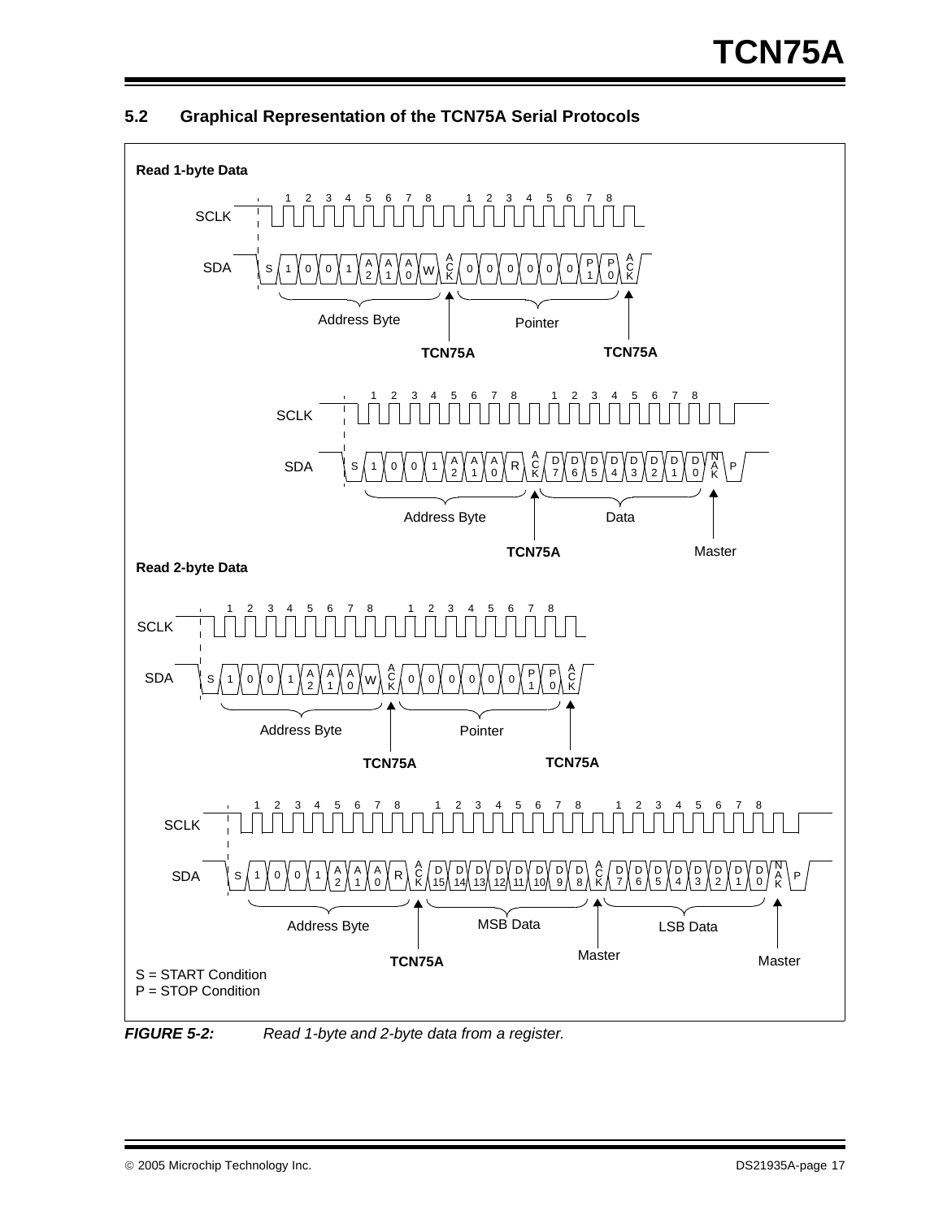### 5.2 Graphical Representation of the TCN75A Serial Protocols

**Read 1-byte Data**

SCLK: 1 2 3 4 5 6 7 8 / 1 2 3 4 5 6 7 8

SDA: S 1 0 0 1 A2 A1 A0 W ACK 0 0 0 0 0 0 P1 P0 ACK

Address Byte — Pointer

TCN75A — TCN75A

SCLK: 1 2 3 4 5 6 7 8 / 1 2 3 4 5 6 7 8

SDA: S 1 0 0 1 A2 A1 A0 R ACK D7 D6 D5 D4 D3 D2 D1 D0 NAK P

Address Byte — Data

TCN75A — Master

**Read 2-byte Data**

SCLK: 1 2 3 4 5 6 7 8 / 1 2 3 4 5 6 7 8

SDA: S 1 0 0 1 A2 A1 A0 W ACK 0 0 0 0 0 0 P1 P0 ACK

Address Byte — Pointer

TCN75A — TCN75A

SCLK: 1 2 3 4 5 6 7 8 / 1 2 3 4 5 6 7 8 / 1 2 3 4 5 6 7 8

SDA: S 1 0 0 1 A2 A1 A0 R ACK D15 D14 D13 D12 D11 D10 D9 D8 ACK D7 D6 D5 D4 D3 D2 D1 D0 NAK P

Address Byte — MSB Data — LSB Data

TCN75A — Master — Master

S = START Condition
P = STOP Condition

***FIGURE 5-2:*** *Read 1-byte and 2-byte data from a register.*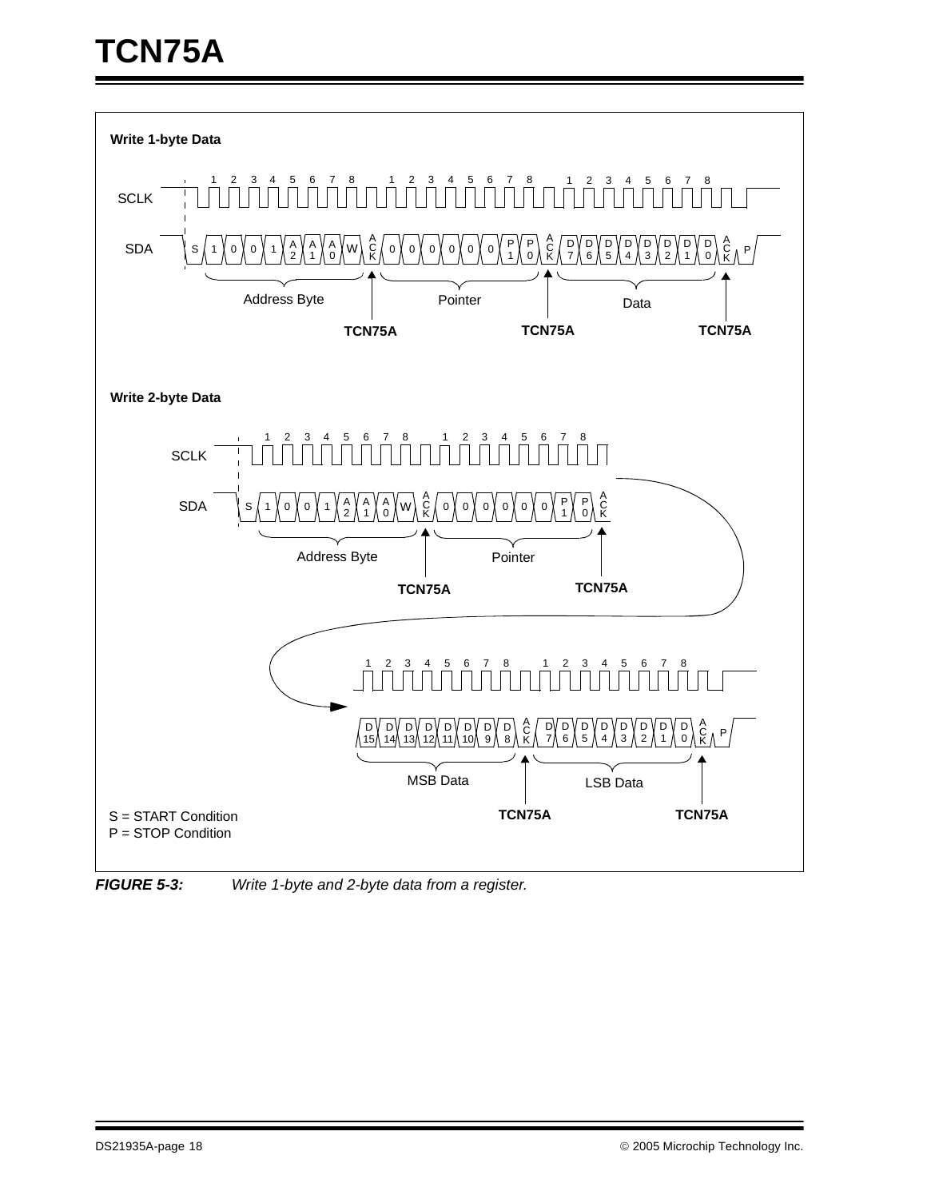**Write 1-byte Data**

SCLK: 1 2 3 4 5 6 7 8 | 1 2 3 4 5 6 7 8 | 1 2 3 4 5 6 7 8

SDA: S 1 0 0 1 A2 A1 A0 W ACK 0 0 0 0 0 0 P1 P0 ACK D7 D6 D5 D4 D3 D2 D1 D0 ACK P

Address Byte — TCN75A; Pointer — TCN75A; Data — TCN75A

**Write 2-byte Data**

SCLK: 1 2 3 4 5 6 7 8 | 1 2 3 4 5 6 7 8

SDA: S 1 0 0 1 A2 A1 A0 W ACK 0 0 0 0 0 0 P1 P0 ACK

Address Byte — TCN75A; Pointer — TCN75A

SCLK: 1 2 3 4 5 6 7 8 | 1 2 3 4 5 6 7 8

SDA: D15 D14 D13 D12 D11 D10 D9 D8 ACK D7 D6 D5 D4 D3 D2 D1 D0 ACK P

MSB Data — TCN75A; LSB Data — TCN75A

S = START Condition
P = STOP Condition

***FIGURE 5-3:*** *Write 1-byte and 2-byte data from a register.*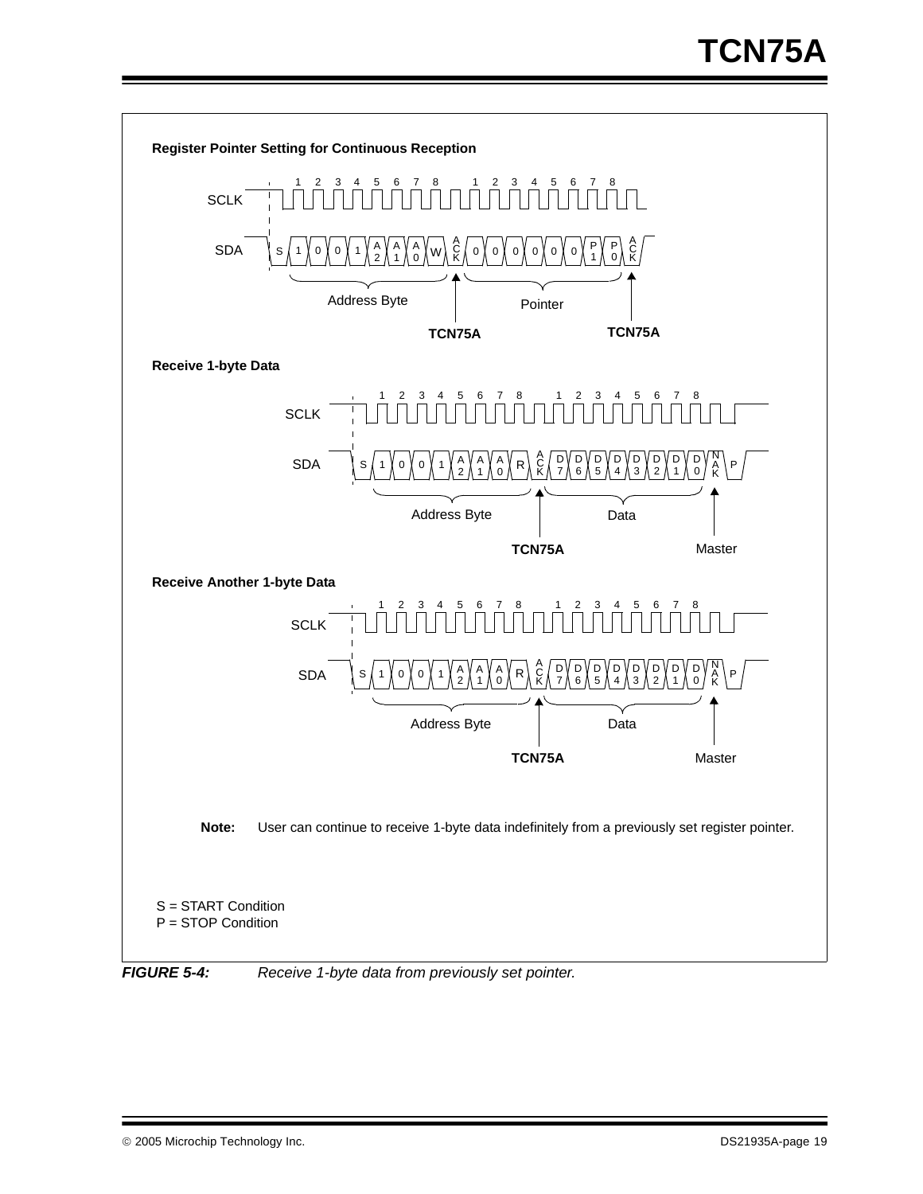**Register Pointer Setting for Continuous Reception**

SCLK: 1 2 3 4 5 6 7 8 1 2 3 4 5 6 7 8

SDA: S 1 0 0 1 A2 A1 A0 W ACK 0 0 0 0 0 0 P1 P0 ACK

Address Byte | Pointer

TCN75A | TCN75A

**Receive 1-byte Data**

SCLK: 1 2 3 4 5 6 7 8 1 2 3 4 5 6 7 8

SDA: S 1 0 0 1 A2 A1 A0 R ACK D7 D6 D5 D4 D3 D2 D1 D0 NAK P

Address Byte | Data

TCN75A | Master

**Receive Another 1-byte Data**

SCLK: 1 2 3 4 5 6 7 8 1 2 3 4 5 6 7 8

SDA: S 1 0 0 1 A2 A1 A0 R ACK D7 D6 D5 D4 D3 D2 D1 D0 NAK P

Address Byte | Data

TCN75A | Master

**Note:** User can continue to receive 1-byte data indefinitely from a previously set register pointer.

S = START Condition
P = STOP Condition

***FIGURE 5-4:*** *Receive 1-byte data from previously set pointer.*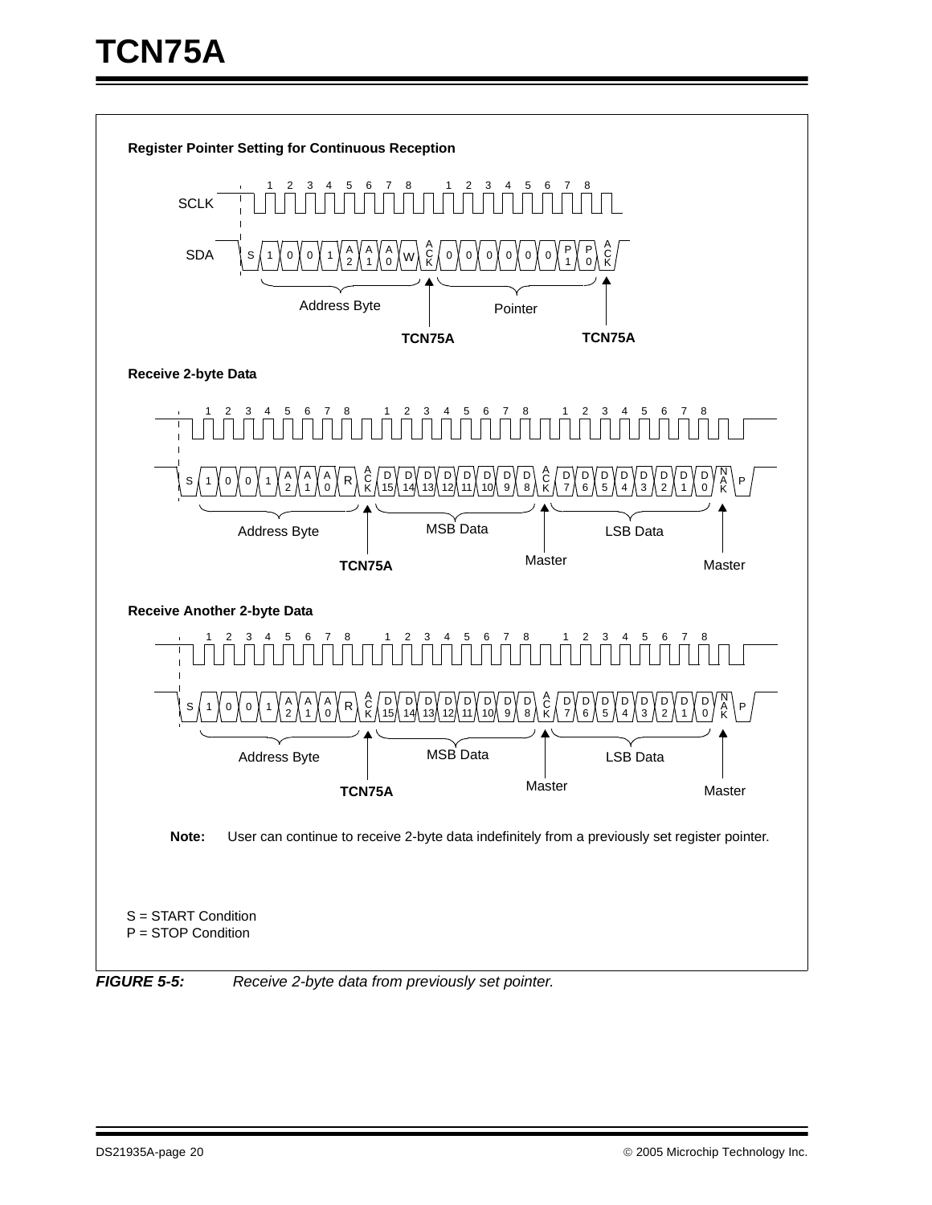**Register Pointer Setting for Continuous Reception**

SCLK: 1 2 3 4 5 6 7 8 | 1 2 3 4 5 6 7 8

SDA: S 1 0 0 1 A2 A1 A0 W ACK 0 0 0 0 0 0 P1 P0 ACK

Address Byte — Pointer

TCN75A — TCN75A

**Receive 2-byte Data**

1 2 3 4 5 6 7 8 | 1 2 3 4 5 6 7 8 | 1 2 3 4 5 6 7 8

S 1 0 0 1 A2 A1 A0 R ACK D15 D14 D13 D12 D11 D10 D9 D8 ACK D7 D6 D5 D4 D3 D2 D1 D0 NAK P

Address Byte — MSB Data — LSB Data

TCN75A — Master — Master

**Receive Another 2-byte Data**

1 2 3 4 5 6 7 8 | 1 2 3 4 5 6 7 8 | 1 2 3 4 5 6 7 8

S 1 0 0 1 A2 A1 A0 R ACK D15 D14 D13 D12 D11 D10 D9 D8 ACK D7 D6 D5 D4 D3 D2 D1 D0 NAK P

Address Byte — MSB Data — LSB Data

TCN75A — Master — Master

**Note:** User can continue to receive 2-byte data indefinitely from a previously set register pointer.

S = START Condition
P = STOP Condition

***FIGURE 5-5:*** *Receive 2-byte data from previously set pointer.*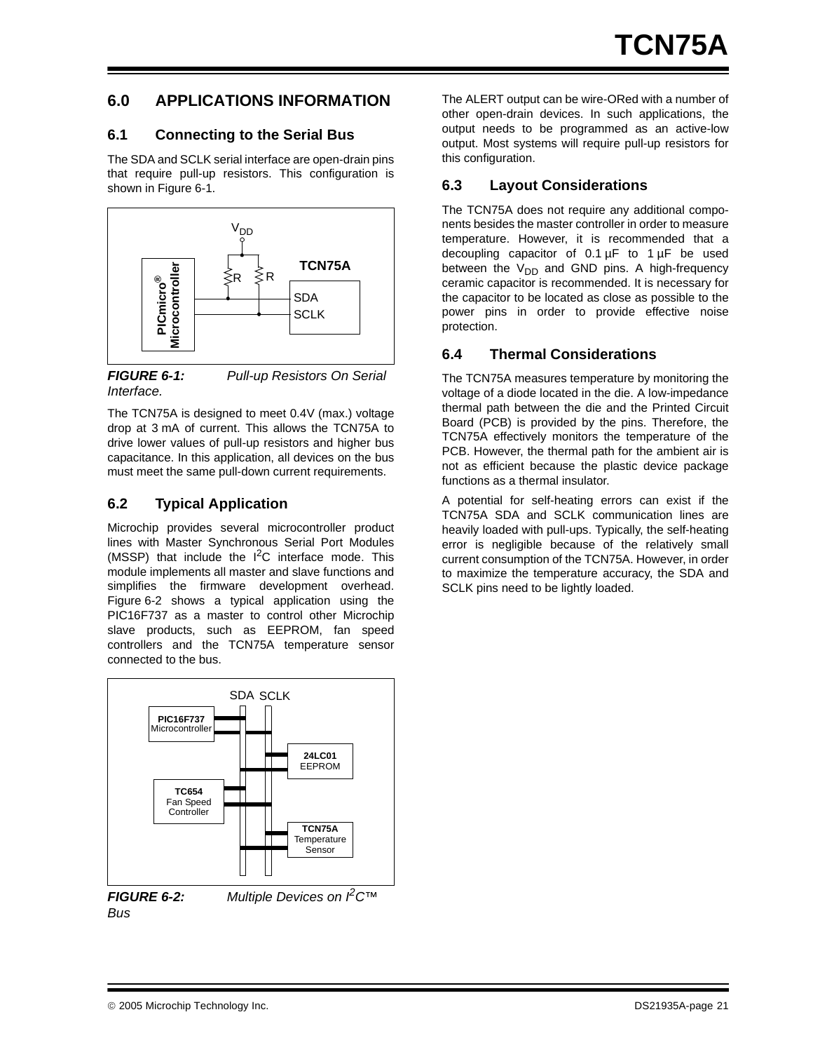## 6.0 APPLICATIONS INFORMATION

### 6.1 Connecting to the Serial Bus

The SDA and SCLK serial interface are open-drain pins that require pull-up resistors. This configuration is shown in Figure 6-1.

***FIGURE 6-1:*** *Pull-up Resistors On Serial Interface.*

The TCN75A is designed to meet 0.4V (max.) voltage drop at 3 mA of current. This allows the TCN75A to drive lower values of pull-up resistors and higher bus capacitance. In this application, all devices on the bus must meet the same pull-down current requirements.

### 6.2 Typical Application

Microchip provides several microcontroller product lines with Master Synchronous Serial Port Modules (MSSP) that include the $I^2C$ interface mode. This module implements all master and slave functions and simplifies the firmware development overhead. Figure 6-2 shows a typical application using the PIC16F737 as a master to control other Microchip slave products, such as EEPROM, fan speed controllers and the TCN75A temperature sensor connected to the bus.

***FIGURE 6-2:*** *Multiple Devices on $I^2C$™ Bus*

The ALERT output can be wire-ORed with a number of other open-drain devices. In such applications, the output needs to be programmed as an active-low output. Most systems will require pull-up resistors for this configuration.

### 6.3 Layout Considerations

The TCN75A does not require any additional components besides the master controller in order to measure temperature. However, it is recommended that a decoupling capacitor of 0.1 µF to 1 µF be used between the $V_{DD}$ and GND pins. A high-frequency ceramic capacitor is recommended. It is necessary for the capacitor to be located as close as possible to the power pins in order to provide effective noise protection.

### 6.4 Thermal Considerations

The TCN75A measures temperature by monitoring the voltage of a diode located in the die. A low-impedance thermal path between the die and the Printed Circuit Board (PCB) is provided by the pins. Therefore, the TCN75A effectively monitors the temperature of the PCB. However, the thermal path for the ambient air is not as efficient because the plastic device package functions as a thermal insulator.

A potential for self-heating errors can exist if the TCN75A SDA and SCLK communication lines are heavily loaded with pull-ups. Typically, the self-heating error is negligible because of the relatively small current consumption of the TCN75A. However, in order to maximize the temperature accuracy, the SDA and SCLK pins need to be lightly loaded.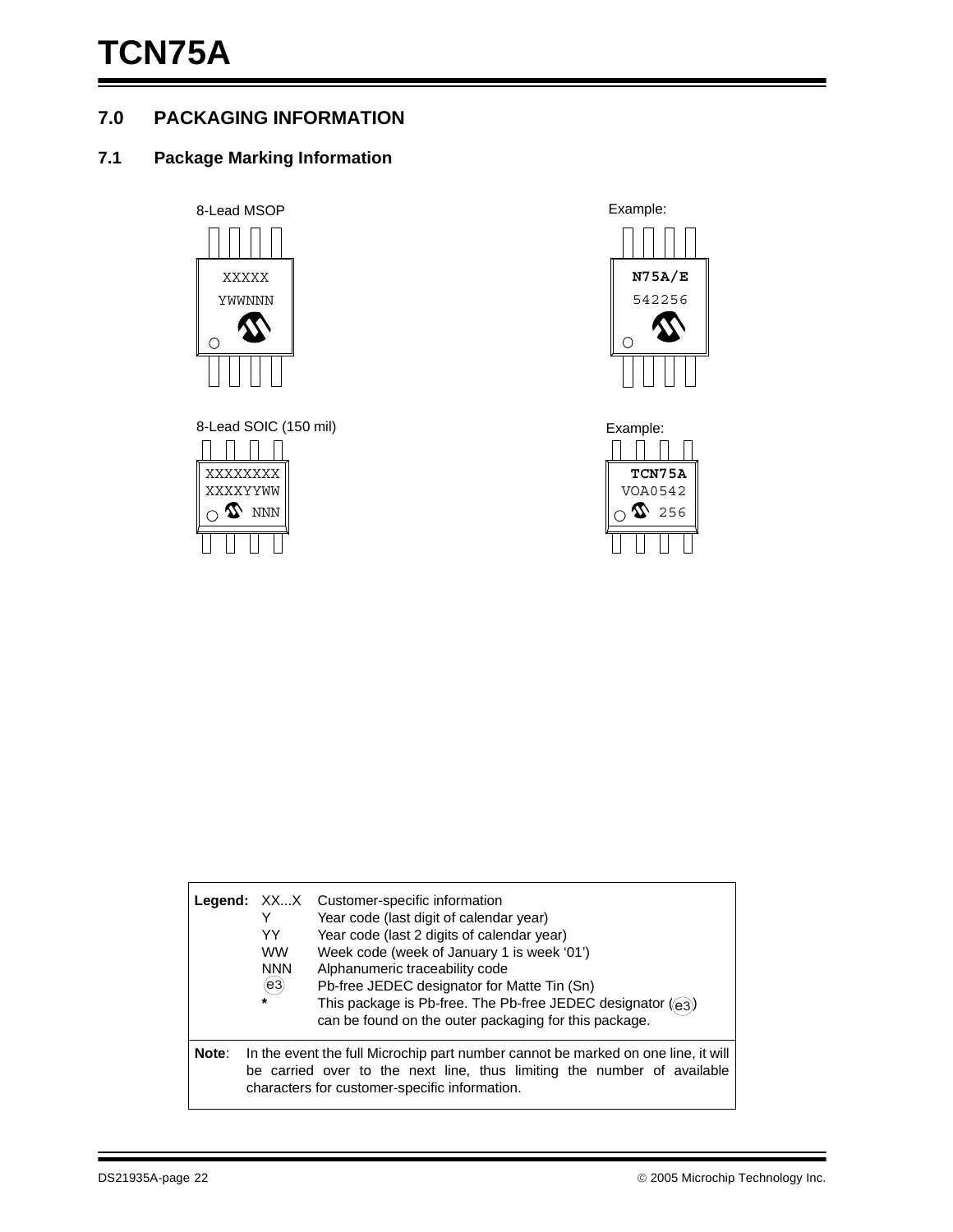## 7.0 PACKAGING INFORMATION

### 7.1 Package Marking Information

8-Lead MSOP

```
XXXXX
YWWNNN
```

Example:

```
N75A/E
542256
```

8-Lead SOIC (150 mil)

```
XXXXXXXX
XXXXYYWW
     NNN
```

Example:

```
TCN75A
VOA0542
     256
```

**Legend:**

| | |
|---|---|
| XX...X | Customer-specific information |
| Y | Year code (last digit of calendar year) |
| YY | Year code (last 2 digits of calendar year) |
| WW | Week code (week of January 1 is week '01') |
| NNN | Alphanumeric traceability code |
| (e3) | Pb-free JEDEC designator for Matte Tin (Sn) |
| * | This package is Pb-free. The Pb-free JEDEC designator ((e3)) can be found on the outer packaging for this package. |

**Note**: In the event the full Microchip part number cannot be marked on one line, it will be carried over to the next line, thus limiting the number of available characters for customer-specific information.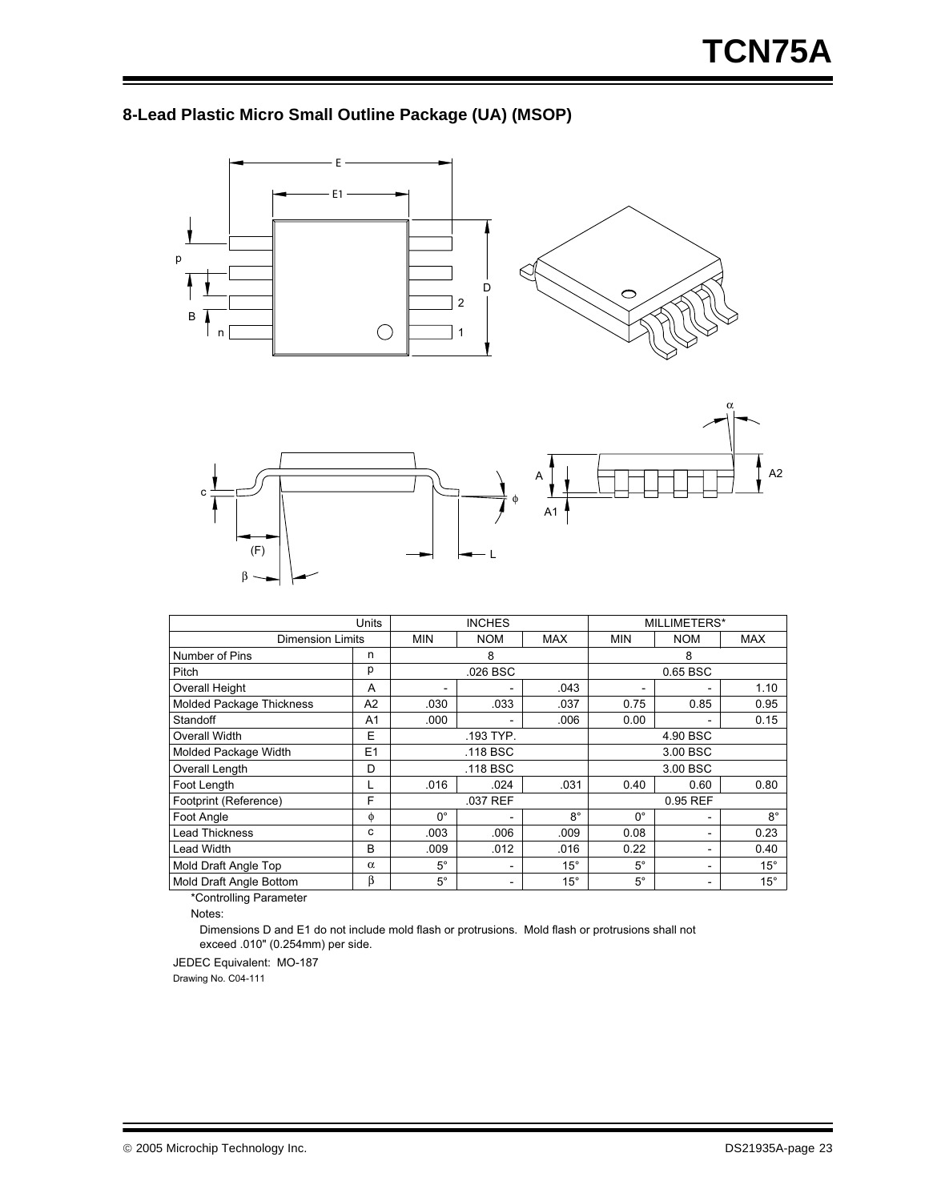## 8-Lead Plastic Micro Small Outline Package (UA) (MSOP)

| Units | | INCHES | | | MILLIMETERS* | | |
|---|---|---|---|---|---|---|---|
| Dimension Limits | | MIN | NOM | MAX | MIN | NOM | MAX |
| Number of Pins | n | | 8 | | | 8 | |
| Pitch | p | | .026 BSC | | | 0.65 BSC | |
| Overall Height | A | - | - | .043 | - | - | 1.10 |
| Molded Package Thickness | A2 | .030 | .033 | .037 | 0.75 | 0.85 | 0.95 |
| Standoff | A1 | .000 | - | .006 | 0.00 | - | 0.15 |
| Overall Width | E | | .193 TYP. | | | 4.90 BSC | |
| Molded Package Width | E1 | | .118 BSC | | | 3.00 BSC | |
| Overall Length | D | | .118 BSC | | | 3.00 BSC | |
| Foot Length | L | .016 | .024 | .031 | 0.40 | 0.60 | 0.80 |
| Footprint (Reference) | F | | .037 REF | | | 0.95 REF | |
| Foot Angle | $\phi$ | 0° | - | 8° | 0° | - | 8° |
| Lead Thickness | c | .003 | .006 | .009 | 0.08 | - | 0.23 |
| Lead Width | B | .009 | .012 | .016 | 0.22 | - | 0.40 |
| Mold Draft Angle Top | $\alpha$ | 5° | - | 15° | 5° | - | 15° |
| Mold Draft Angle Bottom | $\beta$ | 5° | - | 15° | 5° | - | 15° |

*Controlling Parameter

Notes:

Dimensions D and E1 do not include mold flash or protrusions. Mold flash or protrusions shall not exceed .010" (0.254mm) per side.

JEDEC Equivalent: MO-187

Drawing No. C04-111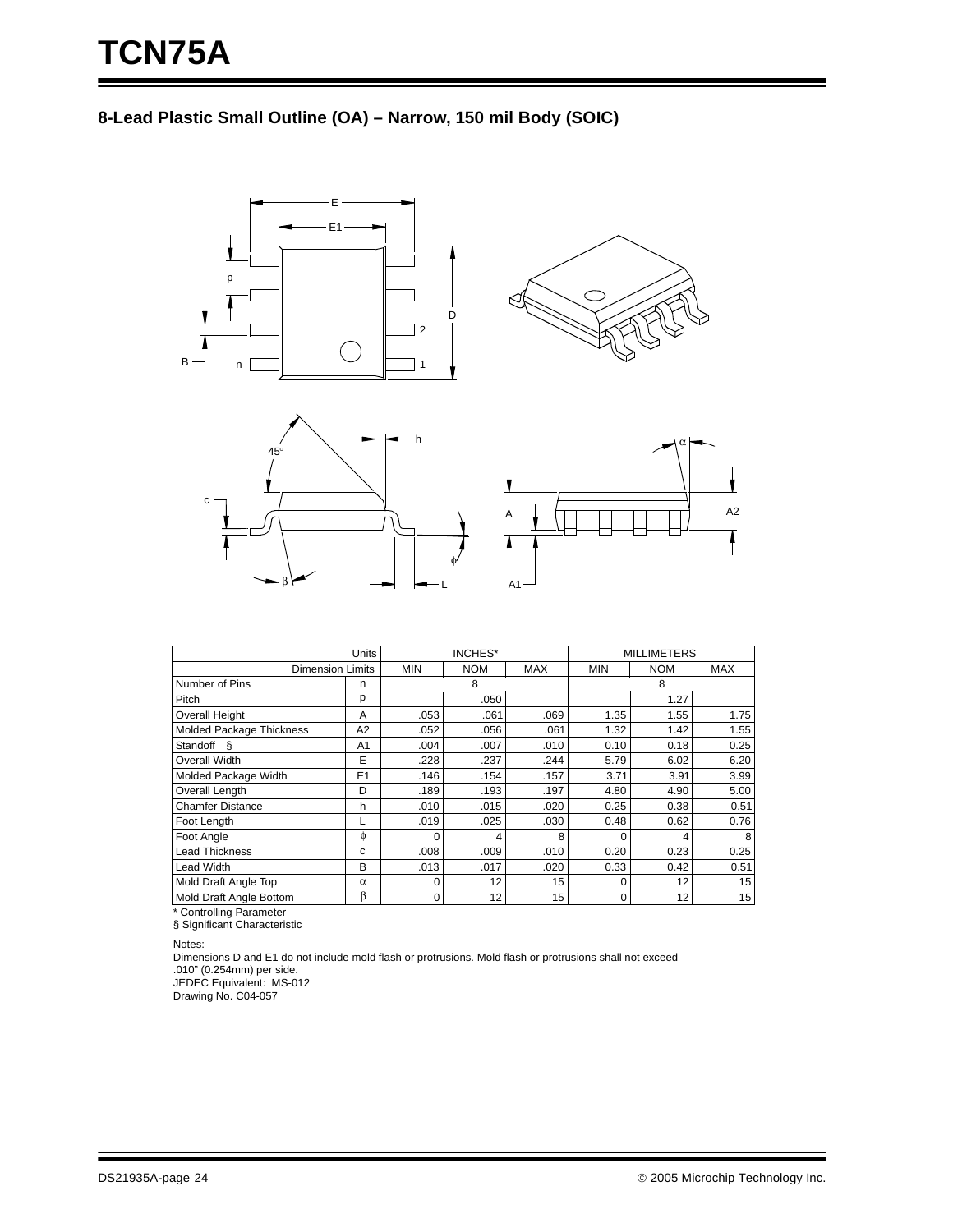## 8-Lead Plastic Small Outline (OA) – Narrow, 150 mil Body (SOIC)

| Units | | INCHES* | | | MILLIMETERS | | |
|---|---|---|---|---|---|---|---|
| Dimension Limits | | MIN | NOM | MAX | MIN | NOM | MAX |
| Number of Pins | n | | 8 | | | 8 | |
| Pitch | p | | .050 | | | 1.27 | |
| Overall Height | A | .053 | .061 | .069 | 1.35 | 1.55 | 1.75 |
| Molded Package Thickness | A2 | .052 | .056 | .061 | 1.32 | 1.42 | 1.55 |
| Standoff § | A1 | .004 | .007 | .010 | 0.10 | 0.18 | 0.25 |
| Overall Width | E | .228 | .237 | .244 | 5.79 | 6.02 | 6.20 |
| Molded Package Width | E1 | .146 | .154 | .157 | 3.71 | 3.91 | 3.99 |
| Overall Length | D | .189 | .193 | .197 | 4.80 | 4.90 | 5.00 |
| Chamfer Distance | h | .010 | .015 | .020 | 0.25 | 0.38 | 0.51 |
| Foot Length | L | .019 | .025 | .030 | 0.48 | 0.62 | 0.76 |
| Foot Angle | $\phi$ | 0 | 4 | 8 | 0 | 4 | 8 |
| Lead Thickness | c | .008 | .009 | .010 | 0.20 | 0.23 | 0.25 |
| Lead Width | B | .013 | .017 | .020 | 0.33 | 0.42 | 0.51 |
| Mold Draft Angle Top | $\alpha$ | 0 | 12 | 15 | 0 | 12 | 15 |
| Mold Draft Angle Bottom | $\beta$ | 0 | 12 | 15 | 0 | 12 | 15 |

\* Controlling Parameter
§ Significant Characteristic

Notes:
Dimensions D and E1 do not include mold flash or protrusions. Mold flash or protrusions shall not exceed .010" (0.254mm) per side.
JEDEC Equivalent: MS-012
Drawing No. C04-057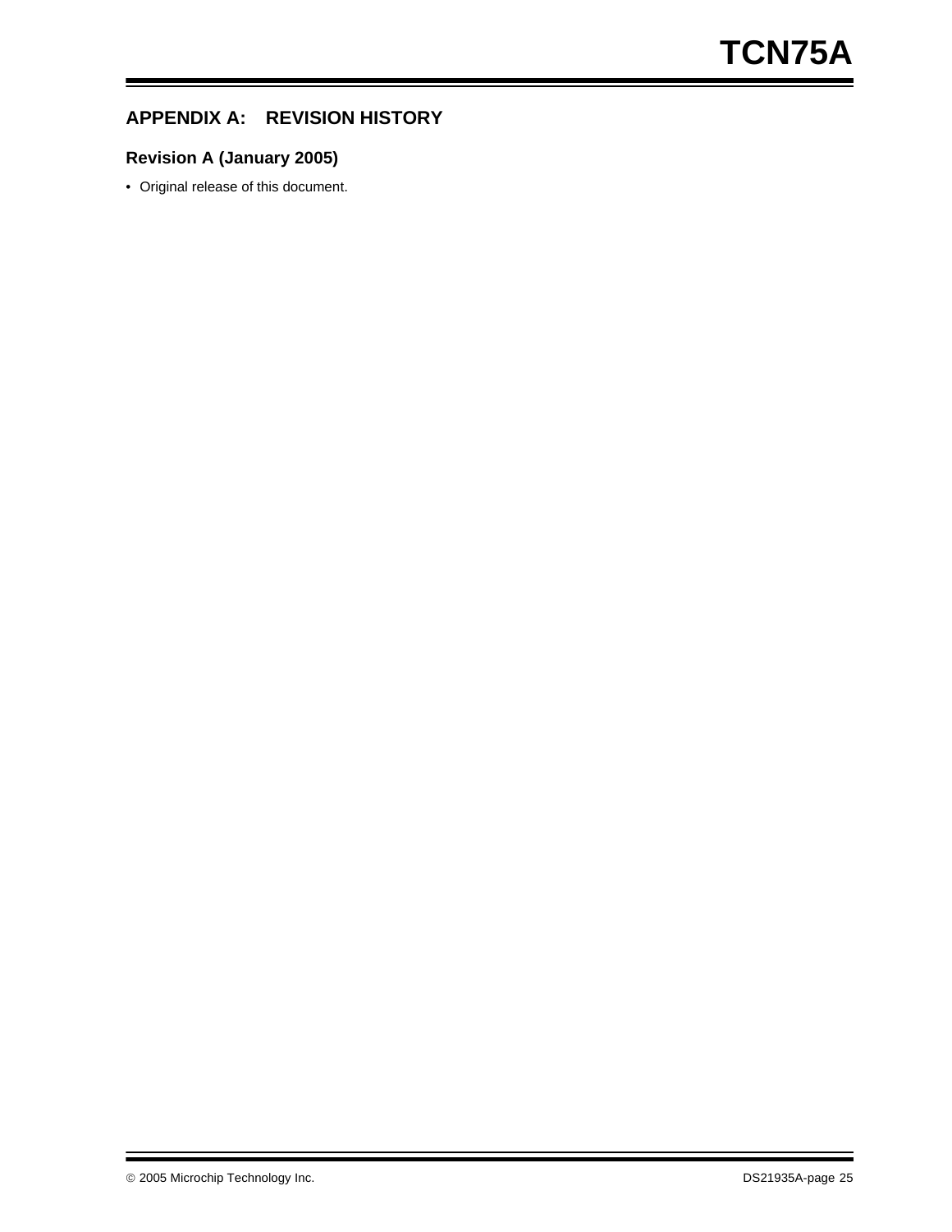## APPENDIX A: REVISION HISTORY

### Revision A (January 2005)

- Original release of this document.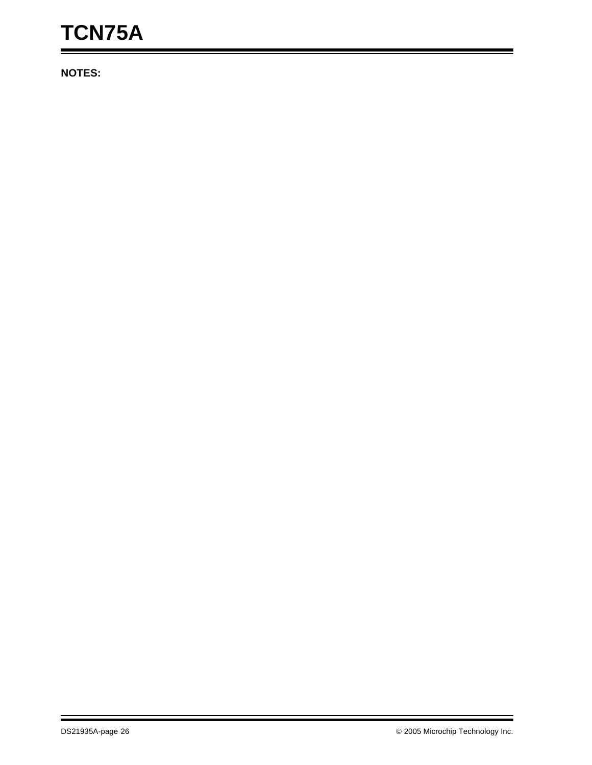**NOTES:**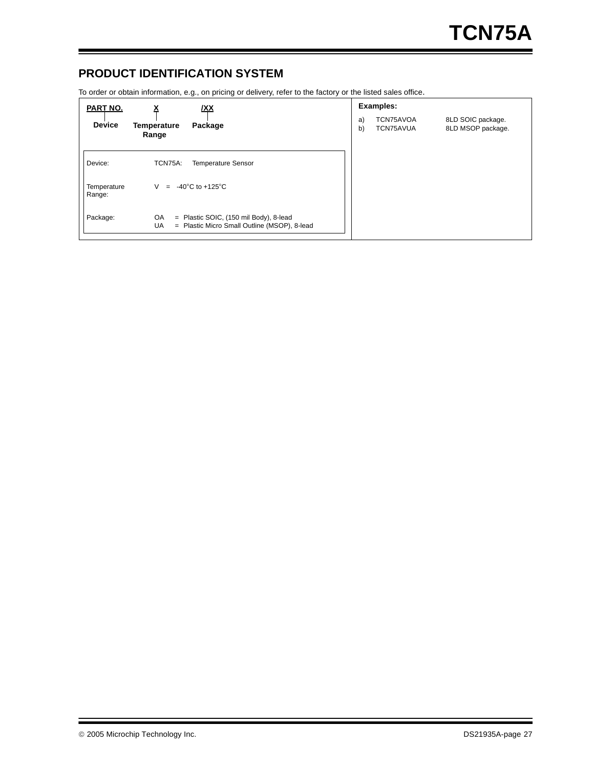## PRODUCT IDENTIFICATION SYSTEM

To order or obtain information, e.g., on pricing or delivery, refer to the factory or the listed sales office.

| PART NO. | X | /XX |
|---|---|---|
| Device | Temperature Range | Package |

| | |
|---|---|
| Device: | TCN75A: Temperature Sensor |
| Temperature Range: | V = -40°C to +125°C |
| Package: | OA = Plastic SOIC, (150 mil Body), 8-lead<br>UA = Plastic Micro Small Outline (MSOP), 8-lead |

**Examples:**

a) TCN75AVOA 8LD SOIC package.
b) TCN75AVUA 8LD MSOP package.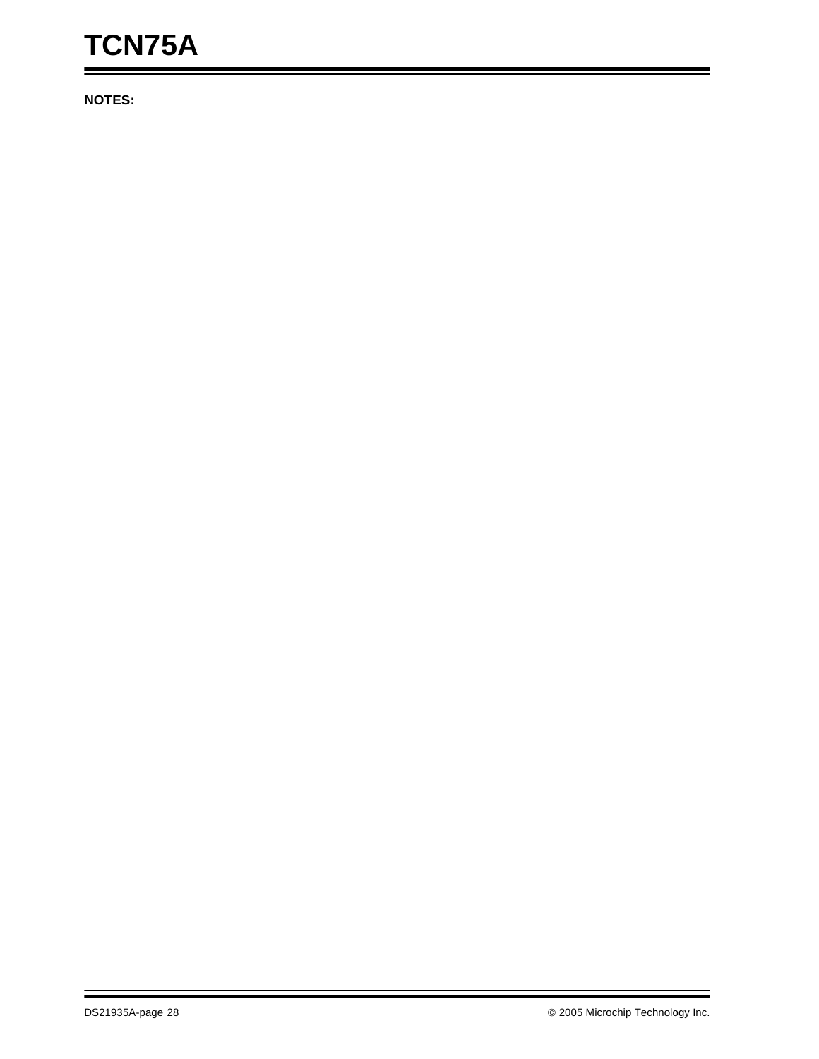**NOTES:**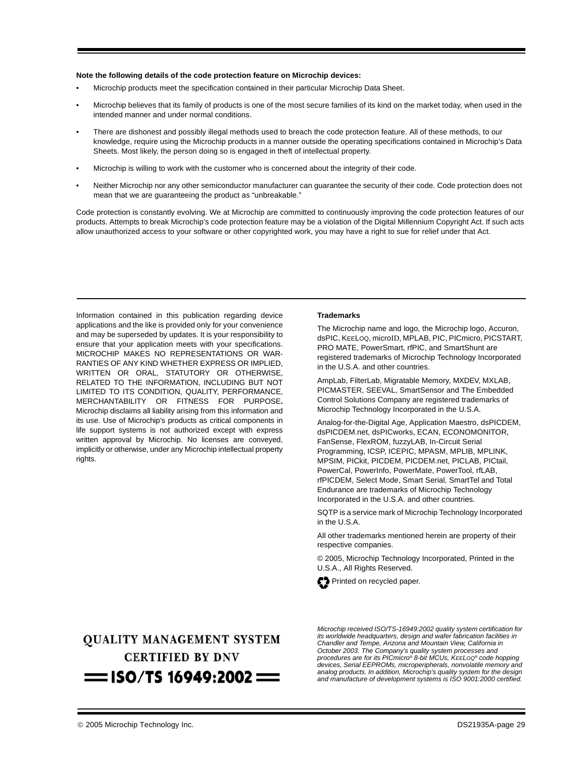**Note the following details of the code protection feature on Microchip devices:**

- Microchip products meet the specification contained in their particular Microchip Data Sheet.
- Microchip believes that its family of products is one of the most secure families of its kind on the market today, when used in the intended manner and under normal conditions.
- There are dishonest and possibly illegal methods used to breach the code protection feature. All of these methods, to our knowledge, require using the Microchip products in a manner outside the operating specifications contained in Microchip's Data Sheets. Most likely, the person doing so is engaged in theft of intellectual property.
- Microchip is willing to work with the customer who is concerned about the integrity of their code.
- Neither Microchip nor any other semiconductor manufacturer can guarantee the security of their code. Code protection does not mean that we are guaranteeing the product as "unbreakable."

Code protection is constantly evolving. We at Microchip are committed to continuously improving the code protection features of our products. Attempts to break Microchip's code protection feature may be a violation of the Digital Millennium Copyright Act. If such acts allow unauthorized access to your software or other copyrighted work, you may have a right to sue for relief under that Act.

Information contained in this publication regarding device applications and the like is provided only for your convenience and may be superseded by updates. It is your responsibility to ensure that your application meets with your specifications. MICROCHIP MAKES NO REPRESENTATIONS OR WARRANTIES OF ANY KIND WHETHER EXPRESS OR IMPLIED, WRITTEN OR ORAL, STATUTORY OR OTHERWISE, RELATED TO THE INFORMATION, INCLUDING BUT NOT LIMITED TO ITS CONDITION, QUALITY, PERFORMANCE, MERCHANTABILITY OR FITNESS FOR PURPOSE**.** Microchip disclaims all liability arising from this information and its use. Use of Microchip's products as critical components in life support systems is not authorized except with express written approval by Microchip. No licenses are conveyed, implicitly or otherwise, under any Microchip intellectual property rights.

**Trademarks**

The Microchip name and logo, the Microchip logo, Accuron, dsPIC, KEELOQ, microID, MPLAB, PIC, PICmicro, PICSTART, PRO MATE, PowerSmart, rfPIC, and SmartShunt are registered trademarks of Microchip Technology Incorporated in the U.S.A. and other countries.

AmpLab, FilterLab, Migratable Memory, MXDEV, MXLAB, PICMASTER, SEEVAL, SmartSensor and The Embedded Control Solutions Company are registered trademarks of Microchip Technology Incorporated in the U.S.A.

Analog-for-the-Digital Age, Application Maestro, dsPICDEM, dsPICDEM.net, dsPICworks, ECAN, ECONOMONITOR, FanSense, FlexROM, fuzzyLAB, In-Circuit Serial Programming, ICSP, ICEPIC, MPASM, MPLIB, MPLINK, MPSIM, PICkit, PICDEM, PICDEM.net, PICLAB, PICtail, PowerCal, PowerInfo, PowerMate, PowerTool, rfLAB, rfPICDEM, Select Mode, Smart Serial, SmartTel and Total Endurance are trademarks of Microchip Technology Incorporated in the U.S.A. and other countries.

SQTP is a service mark of Microchip Technology Incorporated in the U.S.A.

All other trademarks mentioned herein are property of their respective companies.

© 2005, Microchip Technology Incorporated, Printed in the U.S.A., All Rights Reserved.

Printed on recycled paper.

QUALITY MANAGEMENT SYSTEM
CERTIFIED BY DNV
ISO/TS 16949:2002

*Microchip received ISO/TS-16949:2002 quality system certification for its worldwide headquarters, design and wafer fabrication facilities in Chandler and Tempe, Arizona and Mountain View, California in October 2003. The Company's quality system processes and procedures are for its PICmicro® 8-bit MCUs, KEELOQ® code hopping devices, Serial EEPROMs, microperipherals, nonvolatile memory and analog products. In addition, Microchip's quality system for the design and manufacture of development systems is ISO 9001:2000 certified.*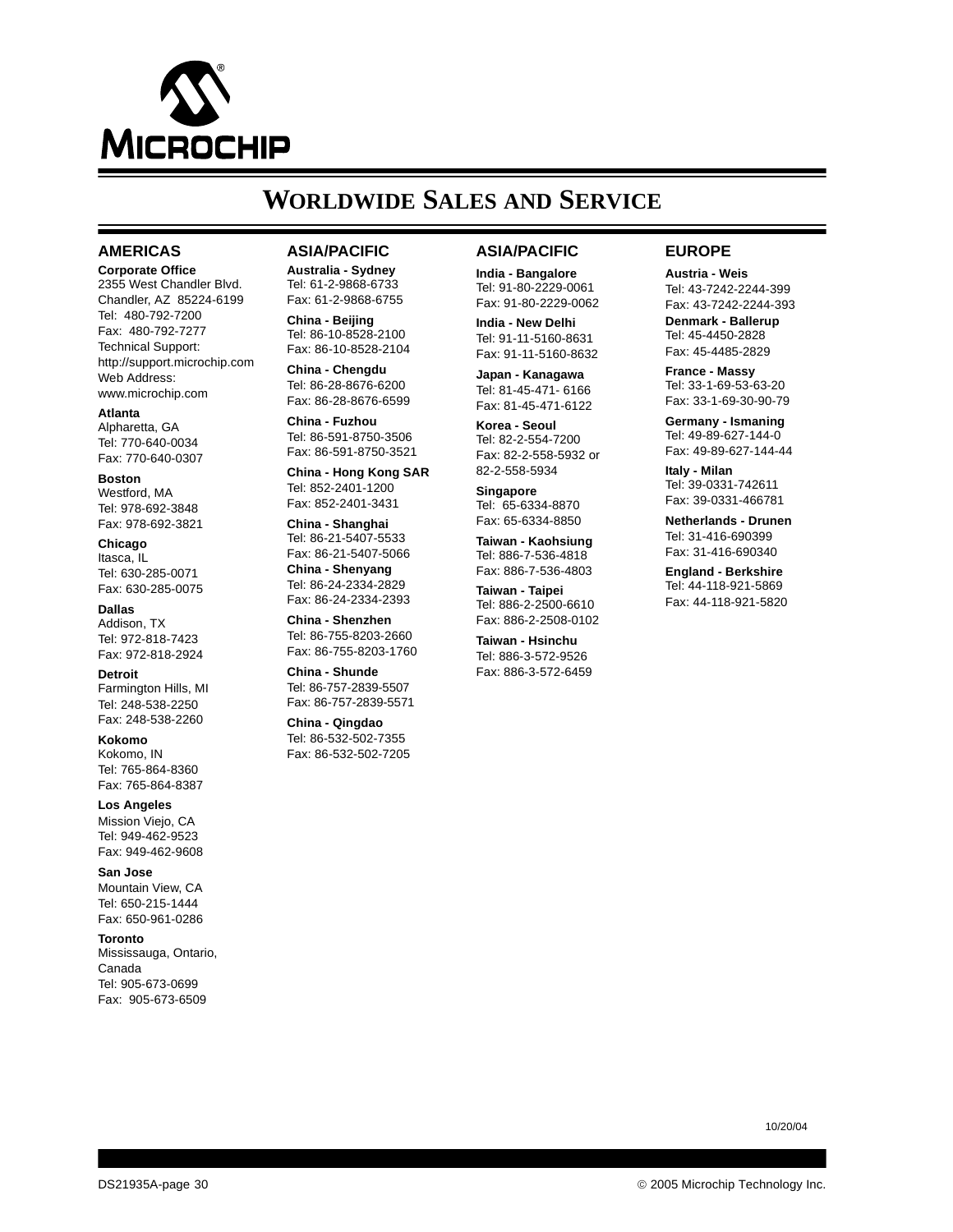MICROCHIP

# WORLDWIDE SALES AND SERVICE

## AMERICAS

**Corporate Office**
2355 West Chandler Blvd.
Chandler, AZ 85224-6199
Tel: 480-792-7200
Fax: 480-792-7277
Technical Support:
http://support.microchip.com
Web Address:
www.microchip.com

**Atlanta**
Alpharetta, GA
Tel: 770-640-0034
Fax: 770-640-0307

**Boston**
Westford, MA
Tel: 978-692-3848
Fax: 978-692-3821

**Chicago**
Itasca, IL
Tel: 630-285-0071
Fax: 630-285-0075

**Dallas**
Addison, TX
Tel: 972-818-7423
Fax: 972-818-2924

**Detroit**
Farmington Hills, MI
Tel: 248-538-2250
Fax: 248-538-2260

**Kokomo**
Kokomo, IN
Tel: 765-864-8360
Fax: 765-864-8387

**Los Angeles**
Mission Viejo, CA
Tel: 949-462-9523
Fax: 949-462-9608

**San Jose**
Mountain View, CA
Tel: 650-215-1444
Fax: 650-961-0286

**Toronto**
Mississauga, Ontario,
Canada
Tel: 905-673-0699
Fax: 905-673-6509

## ASIA/PACIFIC

**Australia - Sydney**
Tel: 61-2-9868-6733
Fax: 61-2-9868-6755

**China - Beijing**
Tel: 86-10-8528-2100
Fax: 86-10-8528-2104

**China - Chengdu**
Tel: 86-28-8676-6200
Fax: 86-28-8676-6599

**China - Fuzhou**
Tel: 86-591-8750-3506
Fax: 86-591-8750-3521

**China - Hong Kong SAR**
Tel: 852-2401-1200
Fax: 852-2401-3431

**China - Shanghai**
Tel: 86-21-5407-5533
Fax: 86-21-5407-5066

**China - Shenyang**
Tel: 86-24-2334-2829
Fax: 86-24-2334-2393

**China - Shenzhen**
Tel: 86-755-8203-2660
Fax: 86-755-8203-1760

**China - Shunde**
Tel: 86-757-2839-5507
Fax: 86-757-2839-5571

**China - Qingdao**
Tel: 86-532-502-7355
Fax: 86-532-502-7205

## ASIA/PACIFIC

**India - Bangalore**
Tel: 91-80-2229-0061
Fax: 91-80-2229-0062

**India - New Delhi**
Tel: 91-11-5160-8631
Fax: 91-11-5160-8632

**Japan - Kanagawa**
Tel: 81-45-471- 6166
Fax: 81-45-471-6122

**Korea - Seoul**
Tel: 82-2-554-7200
Fax: 82-2-558-5932 or
82-2-558-5934

**Singapore**
Tel: 65-6334-8870
Fax: 65-6334-8850

**Taiwan - Kaohsiung**
Tel: 886-7-536-4818
Fax: 886-7-536-4803

**Taiwan - Taipei**
Tel: 886-2-2500-6610
Fax: 886-2-2508-0102

**Taiwan - Hsinchu**
Tel: 886-3-572-9526
Fax: 886-3-572-6459

## EUROPE

**Austria - Weis**
Tel: 43-7242-2244-399
Fax: 43-7242-2244-393

**Denmark - Ballerup**
Tel: 45-4450-2828
Fax: 45-4485-2829

**France - Massy**
Tel: 33-1-69-53-63-20
Fax: 33-1-69-30-90-79

**Germany - Ismaning**
Tel: 49-89-627-144-0
Fax: 49-89-627-144-44

**Italy - Milan**
Tel: 39-0331-742611
Fax: 39-0331-466781

**Netherlands - Drunen**
Tel: 31-416-690399
Fax: 31-416-690340

**England - Berkshire**
Tel: 44-118-921-5869
Fax: 44-118-921-5820

10/20/04